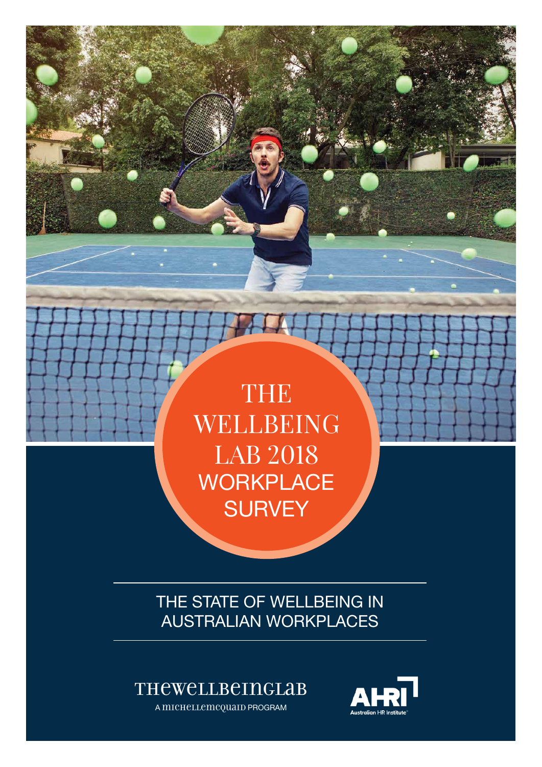# THE WELLBEING LAB 2018 WORKPLACE SURVEY

## THE STATE OF WELLBEING IN AUSTRALIAN WORKPLACES

THEWELLBEINGLAB

A MICHELLEMCQUAID PROGRAM

AHRI

Australian HR Institute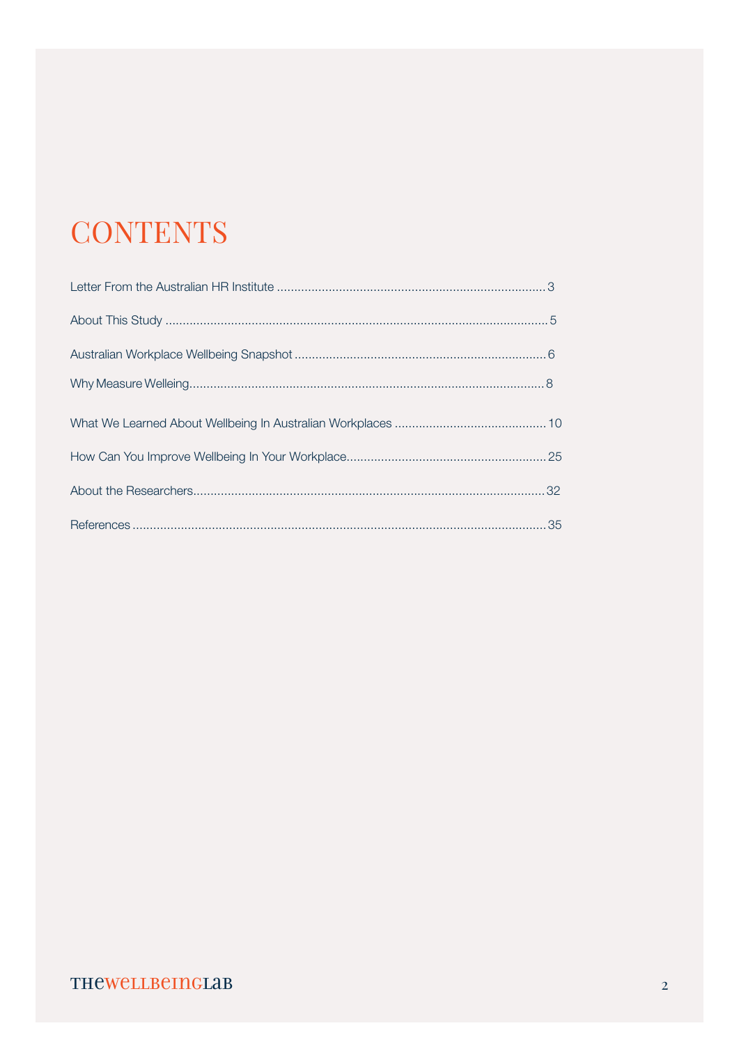# CONTENTS

Letter From the Australian HR Institute .......... 3

About This Study .......... 5

Australian Workplace Wellbeing Snapshot .......... 6

Why Measure Welleing .......... 8

What We Learned About Wellbeing In Australian Workplaces .......... 10

How Can You Improve Wellbeing In Your Workplace .......... 25

About the Researchers .......... 32

References .......... 35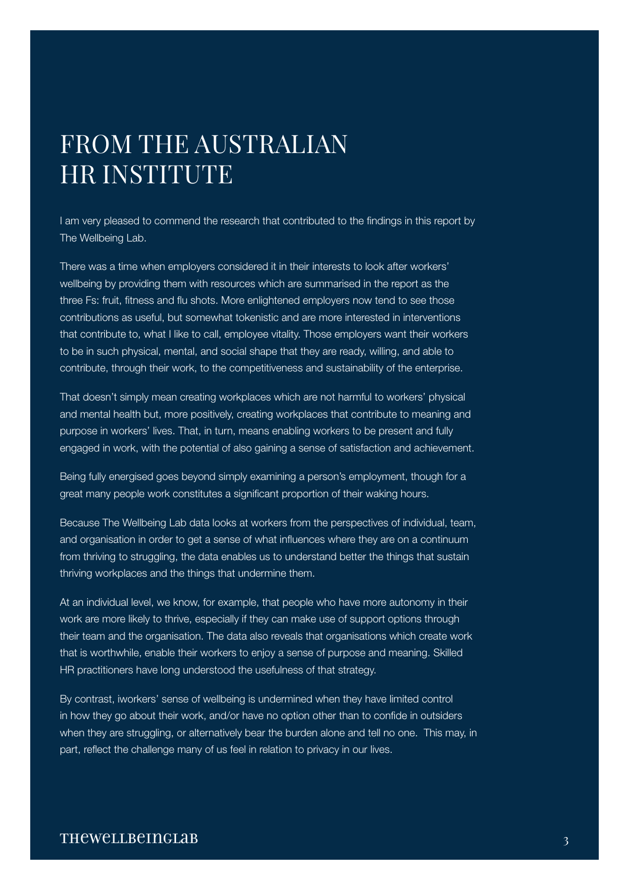# FROM THE AUSTRALIAN HR INSTITUTE

I am very pleased to commend the research that contributed to the findings in this report by The Wellbeing Lab.

There was a time when employers considered it in their interests to look after workers' wellbeing by providing them with resources which are summarised in the report as the three Fs: fruit, fitness and flu shots. More enlightened employers now tend to see those contributions as useful, but somewhat tokenistic and are more interested in interventions that contribute to, what I like to call, employee vitality. Those employers want their workers to be in such physical, mental, and social shape that they are ready, willing, and able to contribute, through their work, to the competitiveness and sustainability of the enterprise.

That doesn't simply mean creating workplaces which are not harmful to workers' physical and mental health but, more positively, creating workplaces that contribute to meaning and purpose in workers' lives. That, in turn, means enabling workers to be present and fully engaged in work, with the potential of also gaining a sense of satisfaction and achievement.

Being fully energised goes beyond simply examining a person's employment, though for a great many people work constitutes a significant proportion of their waking hours.

Because The Wellbeing Lab data looks at workers from the perspectives of individual, team, and organisation in order to get a sense of what influences where they are on a continuum from thriving to struggling, the data enables us to understand better the things that sustain thriving workplaces and the things that undermine them.

At an individual level, we know, for example, that people who have more autonomy in their work are more likely to thrive, especially if they can make use of support options through their team and the organisation. The data also reveals that organisations which create work that is worthwhile, enable their workers to enjoy a sense of purpose and meaning. Skilled HR practitioners have long understood the usefulness of that strategy.

By contrast, iworkers' sense of wellbeing is undermined when they have limited control in how they go about their work, and/or have no option other than to confide in outsiders when they are struggling, or alternatively bear the burden alone and tell no one. This may, in part, reflect the challenge many of us feel in relation to privacy in our lives.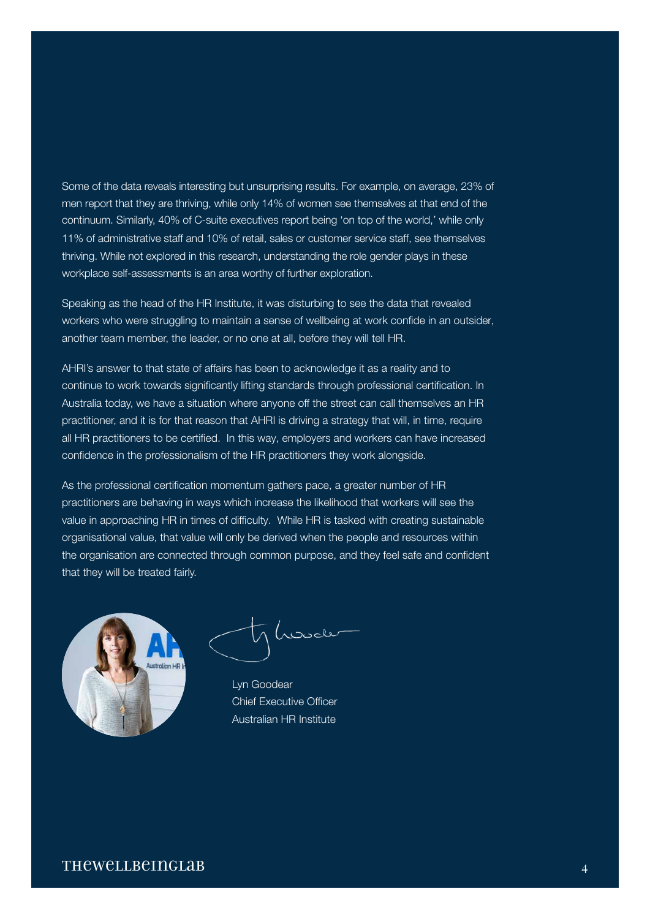Some of the data reveals interesting but unsurprising results. For example, on average, 23% of men report that they are thriving, while only 14% of women see themselves at that end of the continuum. Similarly, 40% of C-suite executives report being 'on top of the world,' while only 11% of administrative staff and 10% of retail, sales or customer service staff, see themselves thriving. While not explored in this research, understanding the role gender plays in these workplace self-assessments is an area worthy of further exploration.

Speaking as the head of the HR Institute, it was disturbing to see the data that revealed workers who were struggling to maintain a sense of wellbeing at work confide in an outsider, another team member, the leader, or no one at all, before they will tell HR.

AHRI's answer to that state of affairs has been to acknowledge it as a reality and to continue to work towards significantly lifting standards through professional certification. In Australia today, we have a situation where anyone off the street can call themselves an HR practitioner, and it is for that reason that AHRI is driving a strategy that will, in time, require all HR practitioners to be certified. In this way, employers and workers can have increased confidence in the professionalism of the HR practitioners they work alongside.

As the professional certification momentum gathers pace, a greater number of HR practitioners are behaving in ways which increase the likelihood that workers will see the value in approaching HR in times of difficulty. While HR is tasked with creating sustainable organisational value, that value will only be derived when the people and resources within the organisation are connected through common purpose, and they feel safe and confident that they will be treated fairly.

Lyn Goodear
Chief Executive Officer
Australian HR Institute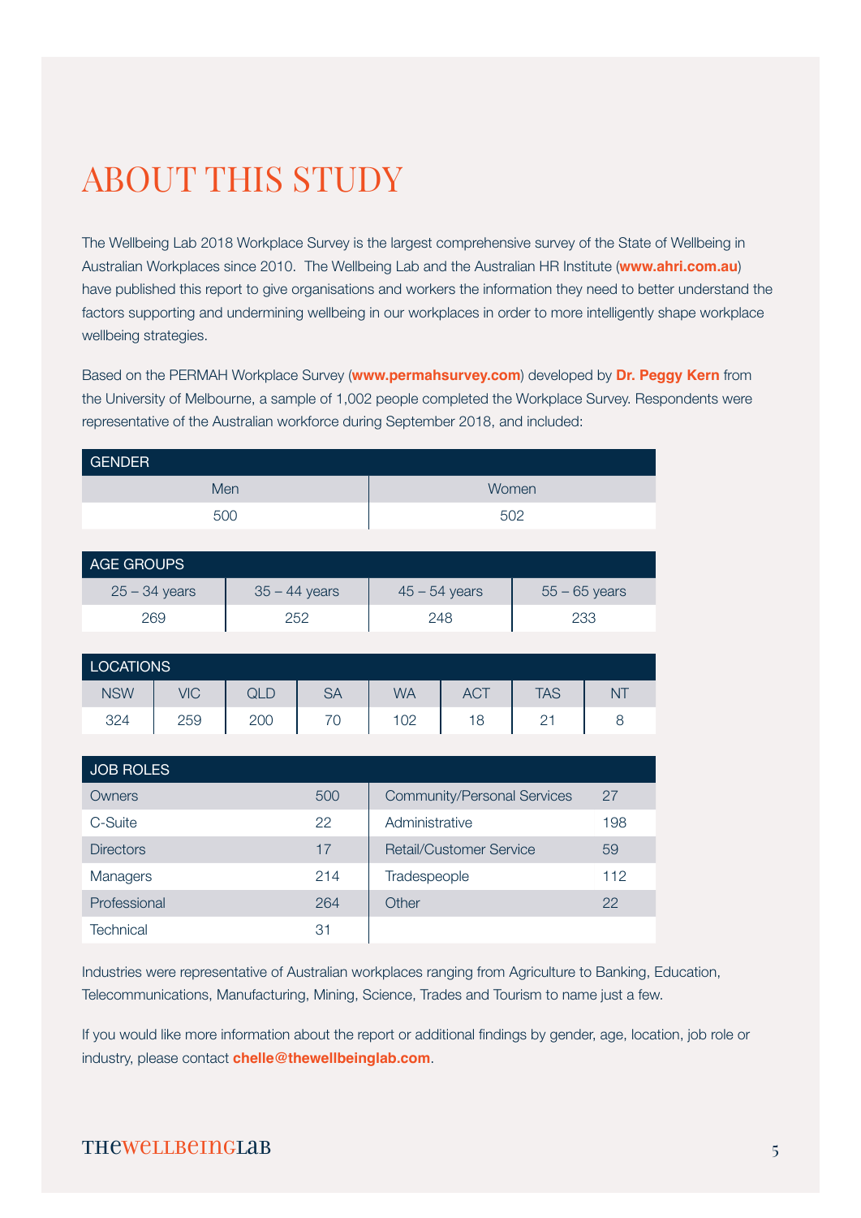# ABOUT THIS STUDY

The Wellbeing Lab 2018 Workplace Survey is the largest comprehensive survey of the State of Wellbeing in Australian Workplaces since 2010. The Wellbeing Lab and the Australian HR Institute (**www.ahri.com.au**) have published this report to give organisations and workers the information they need to better understand the factors supporting and undermining wellbeing in our workplaces in order to more intelligently shape workplace wellbeing strategies.

Based on the PERMAH Workplace Survey (**www.permahsurvey.com**) developed by **Dr. Peggy Kern** from the University of Melbourne, a sample of 1,002 people completed the Workplace Survey. Respondents were representative of the Australian workforce during September 2018, and included:

| GENDER | |
|---|---|
| Men | Women |
| 500 | 502 |

| AGE GROUPS | | | |
|---|---|---|---|
| 25 – 34 years | 35 – 44 years | 45 – 54 years | 55 – 65 years |
| 269 | 252 | 248 | 233 |

| LOCATIONS | | | | | | | |
|---|---|---|---|---|---|---|---|
| NSW | VIC | QLD | SA | WA | ACT | TAS | NT |
| 324 | 259 | 200 | 70 | 102 | 18 | 21 | 8 |

| JOB ROLES | | | |
|---|---|---|---|
| Owners | 500 | Community/Personal Services | 27 |
| C-Suite | 22 | Administrative | 198 |
| Directors | 17 | Retail/Customer Service | 59 |
| Managers | 214 | Tradespeople | 112 |
| Professional | 264 | Other | 22 |
| Technical | 31 | | |

Industries were representative of Australian workplaces ranging from Agriculture to Banking, Education, Telecommunications, Manufacturing, Mining, Science, Trades and Tourism to name just a few.

If you would like more information about the report or additional findings by gender, age, location, job role or industry, please contact **chelle@thewellbeinglab.com**.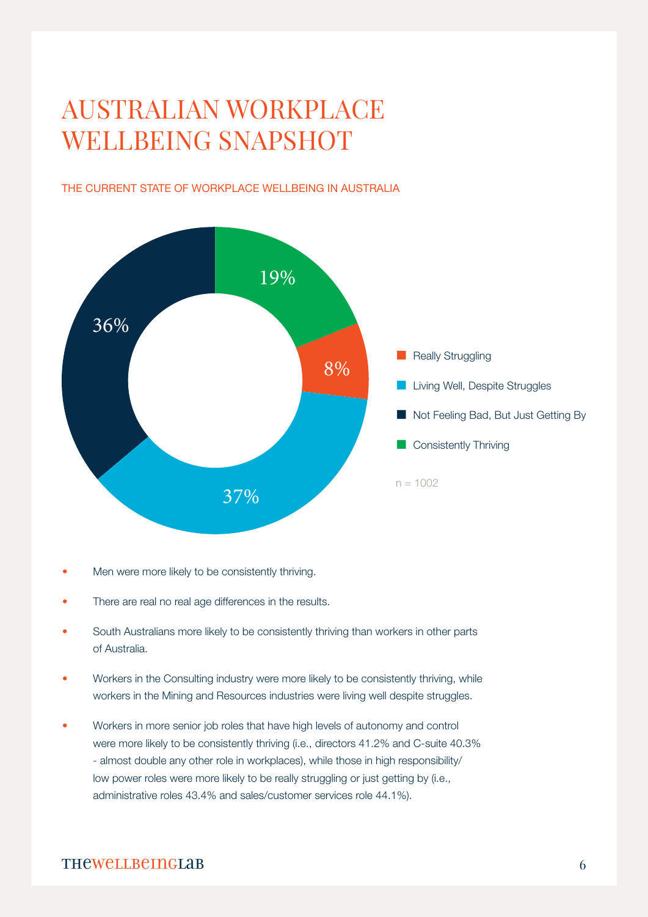# AUSTRALIAN WORKPLACE WELLBEING SNAPSHOT

THE CURRENT STATE OF WORKPLACE WELLBEING IN AUSTRALIA

| Category | Percentage |
| --- | --- |
| Really Struggling | 8% |
| Living Well, Despite Struggles | 37% |
| Not Feeling Bad, But Just Getting By | 36% |
| Consistently Thriving | 19% |

n = 1002

- Men were more likely to be consistently thriving.
- There are real no real age differences in the results.
- South Australians more likely to be consistently thriving than workers in other parts of Australia.
- Workers in the Consulting industry were more likely to be consistently thriving, while workers in the Mining and Resources industries were living well despite struggles.
- Workers in more senior job roles that have high levels of autonomy and control were more likely to be consistently thriving (i.e., directors 41.2% and C-suite 40.3% - almost double any other role in workplaces), while those in high responsibility/ low power roles were more likely to be really struggling or just getting by (i.e., administrative roles 43.4% and sales/customer services role 44.1%).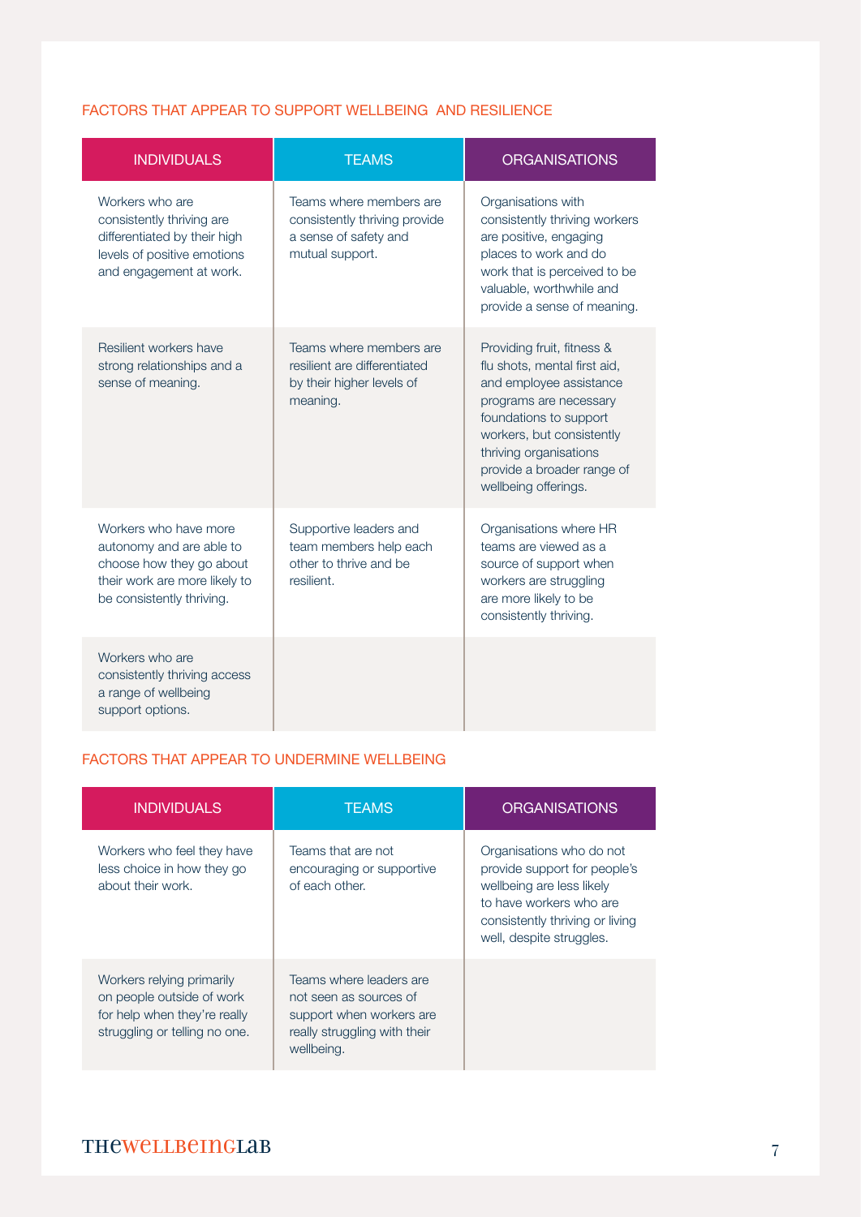## FACTORS THAT APPEAR TO SUPPORT WELLBEING AND RESILIENCE

| INDIVIDUALS | TEAMS | ORGANISATIONS |
|---|---|---|
| Workers who are consistently thriving are differentiated by their high levels of positive emotions and engagement at work. | Teams where members are consistently thriving provide a sense of safety and mutual support. | Organisations with consistently thriving workers are positive, engaging places to work and do work that is perceived to be valuable, worthwhile and provide a sense of meaning. |
| Resilient workers have strong relationships and a sense of meaning. | Teams where members are resilient are differentiated by their higher levels of meaning. | Providing fruit, fitness & flu shots, mental first aid, and employee assistance programs are necessary foundations to support workers, but consistently thriving organisations provide a broader range of wellbeing offerings. |
| Workers who have more autonomy and are able to choose how they go about their work are more likely to be consistently thriving. | Supportive leaders and team members help each other to thrive and be resilient. | Organisations where HR teams are viewed as a source of support when workers are struggling are more likely to be consistently thriving. |
| Workers who are consistently thriving access a range of wellbeing support options. | | |

## FACTORS THAT APPEAR TO UNDERMINE WELLBEING

| INDIVIDUALS | TEAMS | ORGANISATIONS |
|---|---|---|
| Workers who feel they have less choice in how they go about their work. | Teams that are not encouraging or supportive of each other. | Organisations who do not provide support for people's wellbeing are less likely to have workers who are consistently thriving or living well, despite struggles. |
| Workers relying primarily on people outside of work for help when they're really struggling or telling no one. | Teams where leaders are not seen as sources of support when workers are really struggling with their wellbeing. | |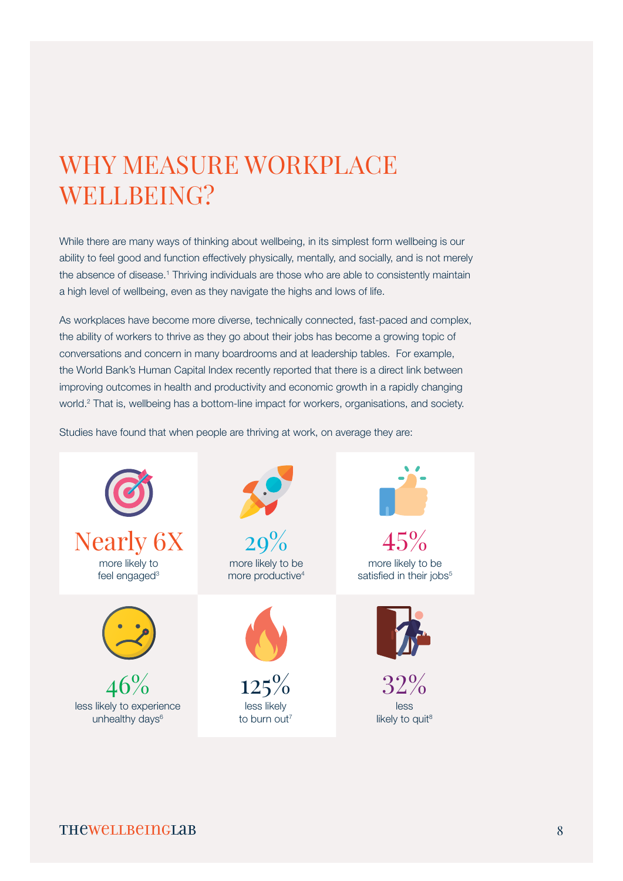# WHY MEASURE WORKPLACE WELLBEING?

While there are many ways of thinking about wellbeing, in its simplest form wellbeing is our ability to feel good and function effectively physically, mentally, and socially, and is not merely the absence of disease.[1] Thriving individuals are those who are able to consistently maintain a high level of wellbeing, even as they navigate the highs and lows of life.

As workplaces have become more diverse, technically connected, fast-paced and complex, the ability of workers to thrive as they go about their jobs has become a growing topic of conversations and concern in many boardrooms and at leadership tables. For example, the World Bank's Human Capital Index recently reported that there is a direct link between improving outcomes in health and productivity and economic growth in a rapidly changing world.[2] That is, wellbeing has a bottom-line impact for workers, organisations, and society.

Studies have found that when people are thriving at work, on average they are:

**Nearly 6X**
more likely to feel engaged[3]

**29%**
more likely to be more productive[4]

**45%**
more likely to be satisfied in their jobs[5]

**46%**
less likely to experience unhealthy days[6]

**125%**
less likely to burn out[7]

**32%**
less likely to quit[8]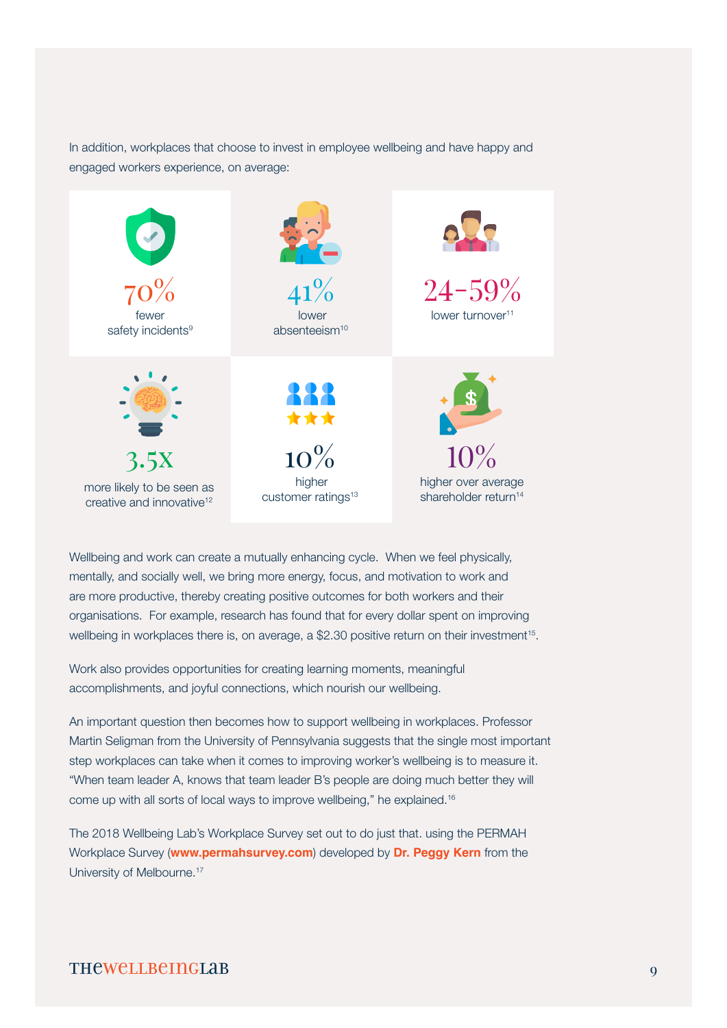In addition, workplaces that choose to invest in employee wellbeing and have happy and engaged workers experience, on average:

**70%**
fewer safety incidents[9]

**41%**
lower absenteeism[10]

**24-59%**
lower turnover[11]

**3.5X**
more likely to be seen as creative and innovative[12]

**10%**
higher customer ratings[13]

**10%**
higher over average shareholder return[14]

Wellbeing and work can create a mutually enhancing cycle. When we feel physically, mentally, and socially well, we bring more energy, focus, and motivation to work and are more productive, thereby creating positive outcomes for both workers and their organisations. For example, research has found that for every dollar spent on improving wellbeing in workplaces there is, on average, a $2.30 positive return on their investment[15].

Work also provides opportunities for creating learning moments, meaningful accomplishments, and joyful connections, which nourish our wellbeing.

An important question then becomes how to support wellbeing in workplaces. Professor Martin Seligman from the University of Pennsylvania suggests that the single most important step workplaces can take when it comes to improving worker's wellbeing is to measure it. "When team leader A, knows that team leader B's people are doing much better they will come up with all sorts of local ways to improve wellbeing," he explained.[16]

The 2018 Wellbeing Lab's Workplace Survey set out to do just that. using the PERMAH Workplace Survey (**www.permahsurvey.com**) developed by **Dr. Peggy Kern** from the University of Melbourne.[17]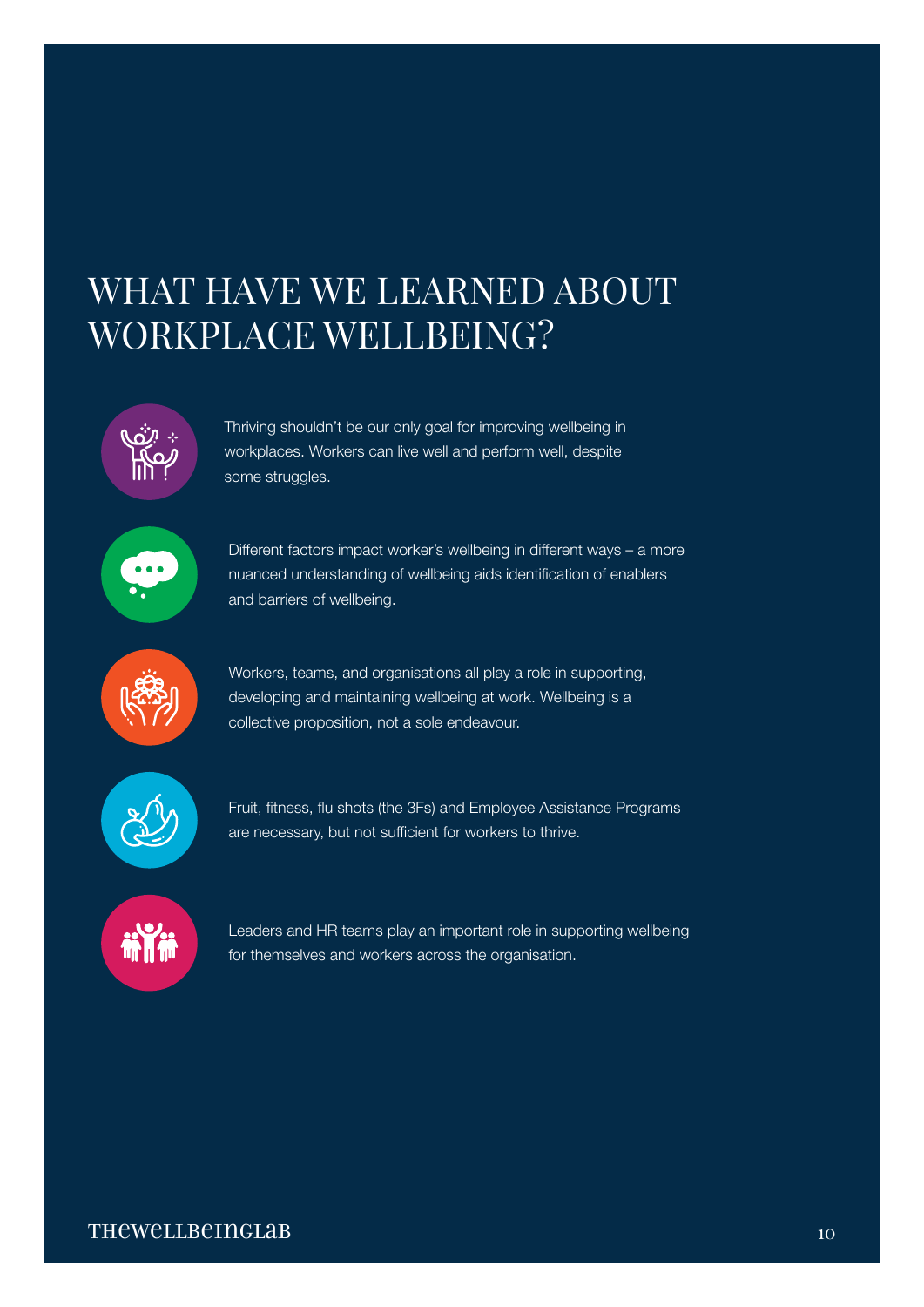# WHAT HAVE WE LEARNED ABOUT WORKPLACE WELLBEING?

- Thriving shouldn't be our only goal for improving wellbeing in workplaces. Workers can live well and perform well, despite some struggles.

- Different factors impact worker's wellbeing in different ways – a more nuanced understanding of wellbeing aids identification of enablers and barriers of wellbeing.

- Workers, teams, and organisations all play a role in supporting, developing and maintaining wellbeing at work. Wellbeing is a collective proposition, not a sole endeavour.

- Fruit, fitness, flu shots (the 3Fs) and Employee Assistance Programs are necessary, but not sufficient for workers to thrive.

- Leaders and HR teams play an important role in supporting wellbeing for themselves and workers across the organisation.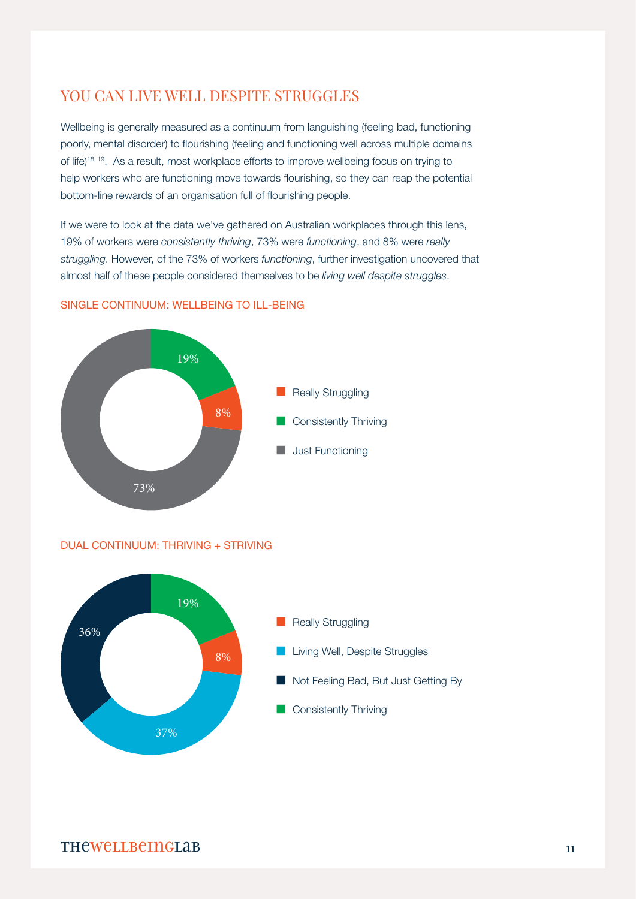## YOU CAN LIVE WELL DESPITE STRUGGLES

Wellbeing is generally measured as a continuum from languishing (feeling bad, functioning poorly, mental disorder) to flourishing (feeling and functioning well across multiple domains of life)[18, 19]. As a result, most workplace efforts to improve wellbeing focus on trying to help workers who are functioning move towards flourishing, so they can reap the potential bottom-line rewards of an organisation full of flourishing people.

If we were to look at the data we've gathered on Australian workplaces through this lens, 19% of workers were *consistently thriving*, 73% were *functioning*, and 8% were *really struggling*. However, of the 73% of workers *functioning*, further investigation uncovered that almost half of these people considered themselves to be *living well despite struggles*.

### SINGLE CONTINUUM: WELLBEING TO ILL-BEING

- Really Struggling: 8%
- Consistently Thriving: 19%
- Just Functioning: 73%

### DUAL CONTINUUM: THRIVING + STRIVING

- Really Struggling: 8%
- Living Well, Despite Struggles: 37%
- Not Feeling Bad, But Just Getting By: 36%
- Consistently Thriving: 19%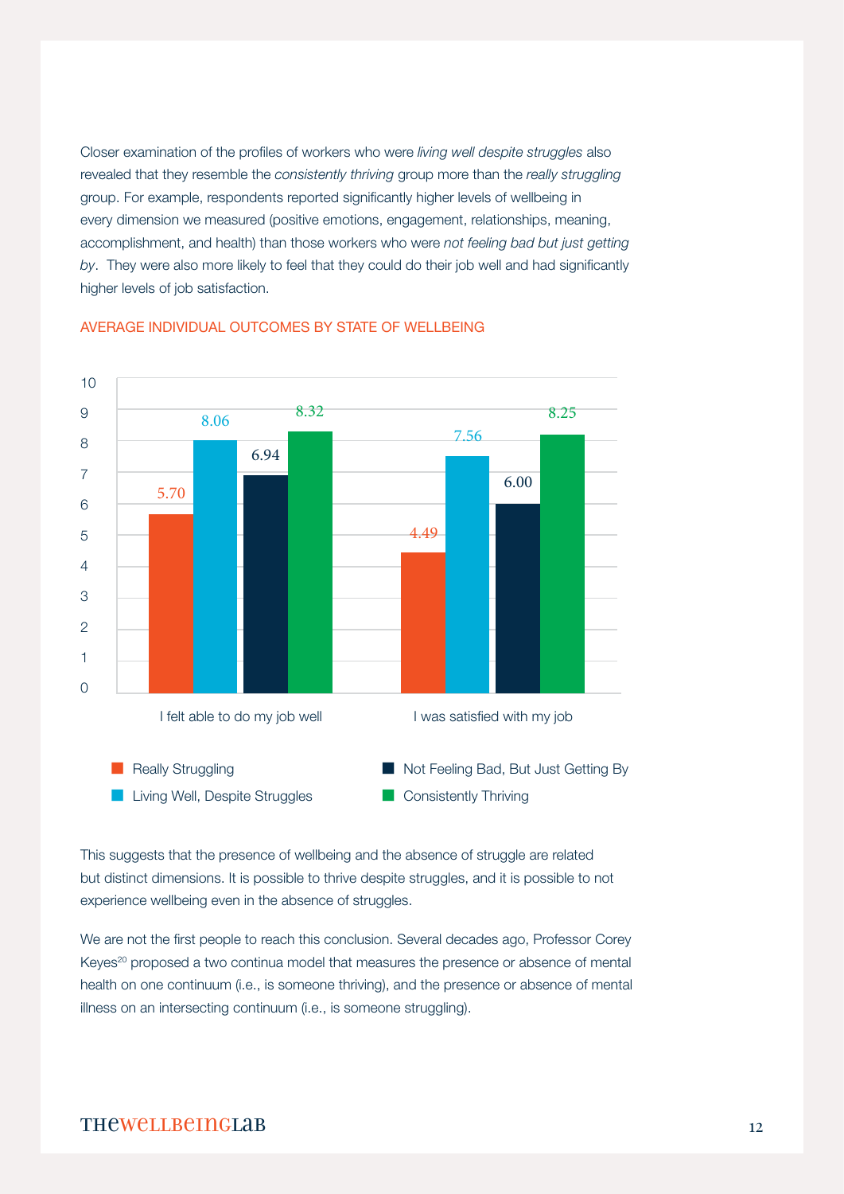Closer examination of the profiles of workers who were *living well despite struggles* also revealed that they resemble the *consistently thriving* group more than the *really struggling* group. For example, respondents reported significantly higher levels of wellbeing in every dimension we measured (positive emotions, engagement, relationships, meaning, accomplishment, and health) than those workers who were *not feeling bad but just getting by*. They were also more likely to feel that they could do their job well and had significantly higher levels of job satisfaction.

AVERAGE INDIVIDUAL OUTCOMES BY STATE OF WELLBEING

| | Really Struggling | Living Well, Despite Struggles | Not Feeling Bad, But Just Getting By | Consistently Thriving |
|---|---|---|---|---|
| I felt able to do my job well | 5.70 | 8.06 | 6.94 | 8.32 |
| I was satisfied with my job | 4.49 | 7.56 | 6.00 | 8.25 |

This suggests that the presence of wellbeing and the absence of struggle are related but distinct dimensions. It is possible to thrive despite struggles, and it is possible to not experience wellbeing even in the absence of struggles.

We are not the first people to reach this conclusion. Several decades ago, Professor Corey Keyes[20] proposed a two continua model that measures the presence or absence of mental health on one continuum (i.e., is someone thriving), and the presence or absence of mental illness on an intersecting continuum (i.e., is someone struggling).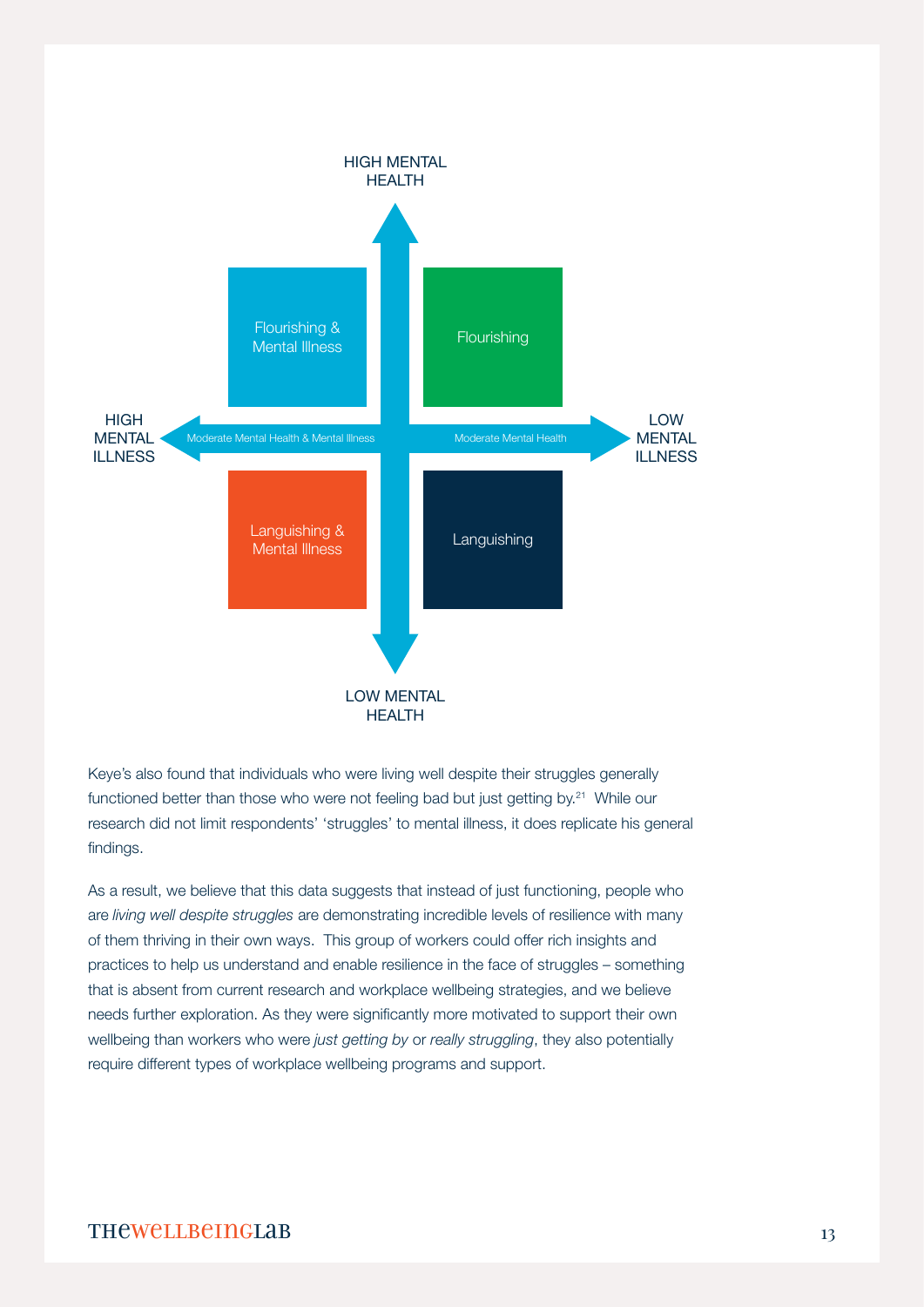HIGH MENTAL HEALTH

| | | |
|---|---|---|
| HIGH MENTAL ILLNESS | Flourishing & Mental Illness | Flourishing |
| | Moderate Mental Health & Mental Illness | Moderate Mental Health |
| | Languishing & Mental Illness | Languishing |

LOW MENTAL ILLNESS

LOW MENTAL HEALTH

Keye's also found that individuals who were living well despite their struggles generally functioned better than those who were not feeling bad but just getting by.[21] While our research did not limit respondents' 'struggles' to mental illness, it does replicate his general findings.

As a result, we believe that this data suggests that instead of just functioning, people who are *living well despite struggles* are demonstrating incredible levels of resilience with many of them thriving in their own ways. This group of workers could offer rich insights and practices to help us understand and enable resilience in the face of struggles – something that is absent from current research and workplace wellbeing strategies, and we believe needs further exploration. As they were significantly more motivated to support their own wellbeing than workers who were *just getting by* or *really struggling*, they also potentially require different types of workplace wellbeing programs and support.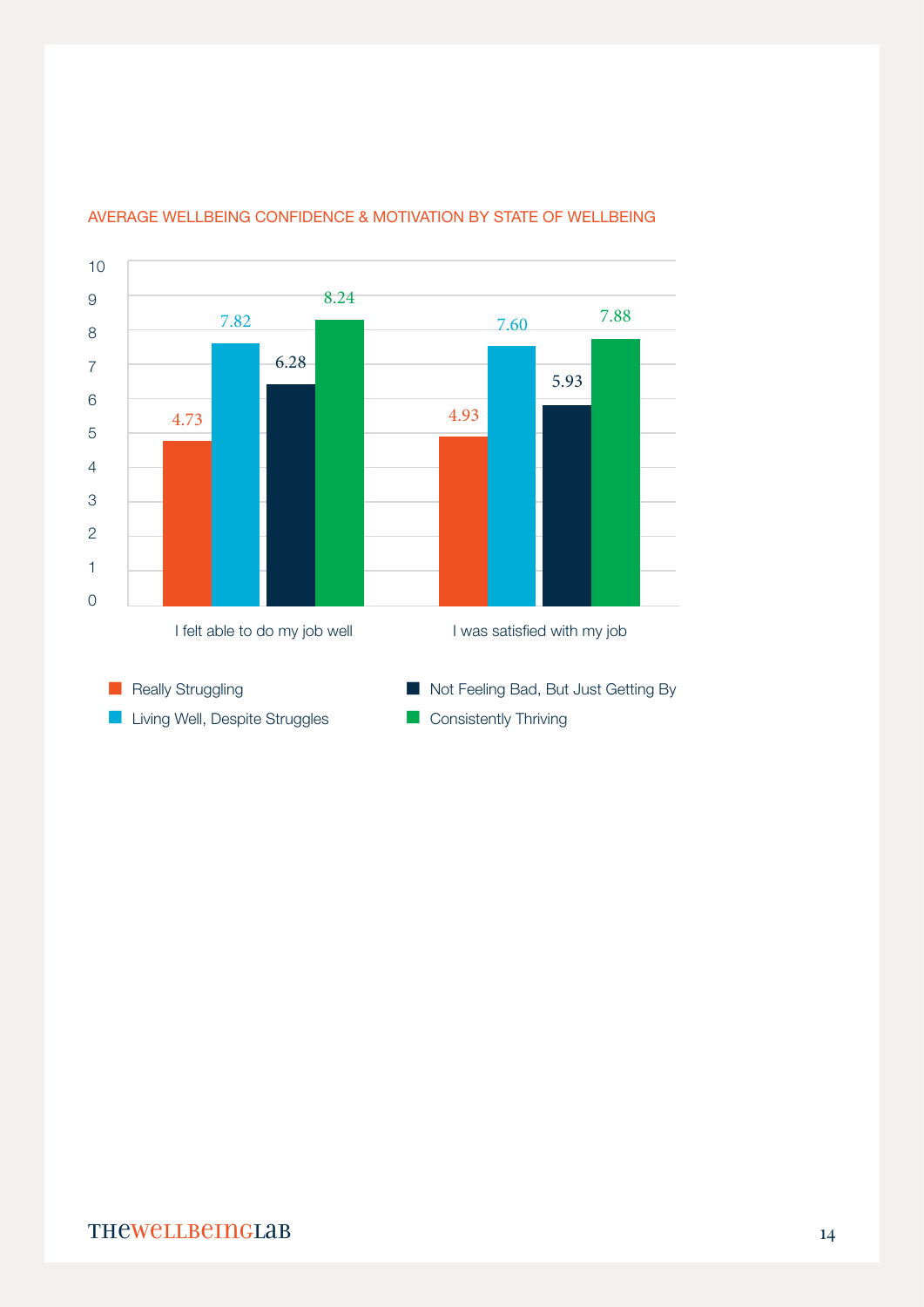AVERAGE WELLBEING CONFIDENCE & MOTIVATION BY STATE OF WELLBEING

| | Really Struggling | Living Well, Despite Struggles | Not Feeling Bad, But Just Getting By | Consistently Thriving |
|---|---|---|---|---|
| I felt able to do my job well | 4.73 | 7.82 | 6.28 | 8.24 |
| I was satisfied with my job | 4.93 | 7.60 | 5.93 | 7.88 |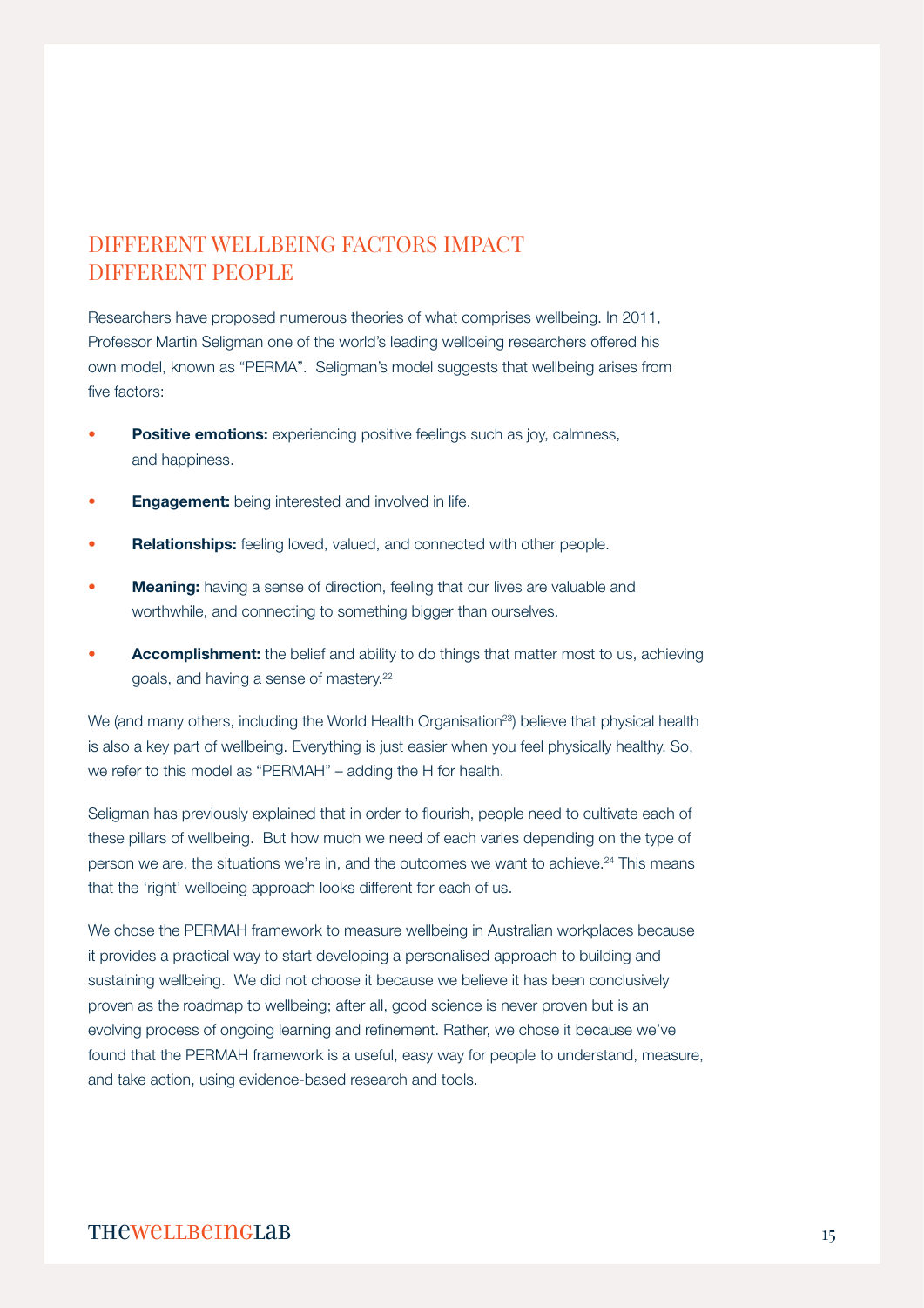## DIFFERENT WELLBEING FACTORS IMPACT DIFFERENT PEOPLE

Researchers have proposed numerous theories of what comprises wellbeing. In 2011, Professor Martin Seligman one of the world's leading wellbeing researchers offered his own model, known as "PERMA". Seligman's model suggests that wellbeing arises from five factors:

- **Positive emotions:** experiencing positive feelings such as joy, calmness, and happiness.
- **Engagement:** being interested and involved in life.
- **Relationships:** feeling loved, valued, and connected with other people.
- **Meaning:** having a sense of direction, feeling that our lives are valuable and worthwhile, and connecting to something bigger than ourselves.
- **Accomplishment:** the belief and ability to do things that matter most to us, achieving goals, and having a sense of mastery.[22]

We (and many others, including the World Health Organisation[23]) believe that physical health is also a key part of wellbeing. Everything is just easier when you feel physically healthy. So, we refer to this model as "PERMAH" – adding the H for health.

Seligman has previously explained that in order to flourish, people need to cultivate each of these pillars of wellbeing. But how much we need of each varies depending on the type of person we are, the situations we're in, and the outcomes we want to achieve.[24] This means that the 'right' wellbeing approach looks different for each of us.

We chose the PERMAH framework to measure wellbeing in Australian workplaces because it provides a practical way to start developing a personalised approach to building and sustaining wellbeing. We did not choose it because we believe it has been conclusively proven as the roadmap to wellbeing; after all, good science is never proven but is an evolving process of ongoing learning and refinement. Rather, we chose it because we've found that the PERMAH framework is a useful, easy way for people to understand, measure, and take action, using evidence-based research and tools.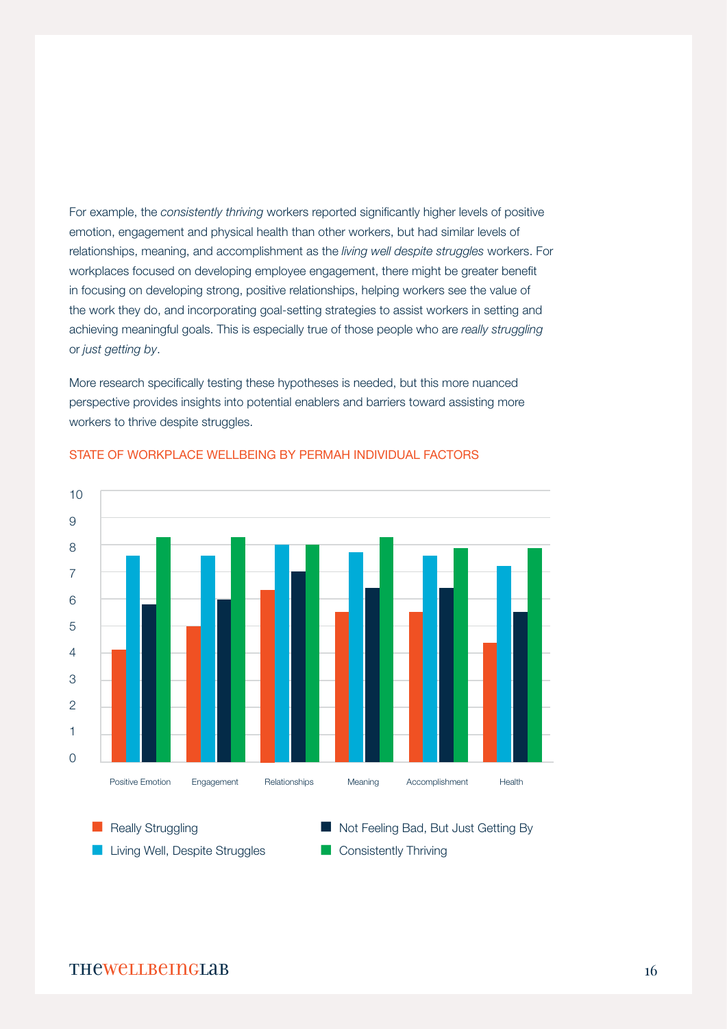For example, the *consistently thriving* workers reported significantly higher levels of positive emotion, engagement and physical health than other workers, but had similar levels of relationships, meaning, and accomplishment as the *living well despite struggles* workers. For workplaces focused on developing employee engagement, there might be greater benefit in focusing on developing strong, positive relationships, helping workers see the value of the work they do, and incorporating goal-setting strategies to assist workers in setting and achieving meaningful goals. This is especially true of those people who are *really struggling* or *just getting by*.

More research specifically testing these hypotheses is needed, but this more nuanced perspective provides insights into potential enablers and barriers toward assisting more workers to thrive despite struggles.

STATE OF WORKPLACE WELLBEING BY PERMAH INDIVIDUAL FACTORS

10
9
8
7
6
5
4
3
2
1
0

Positive Emotion Engagement Relationships Meaning Accomplishment Health

Really Struggling
Living Well, Despite Struggles
Not Feeling Bad, But Just Getting By
Consistently Thriving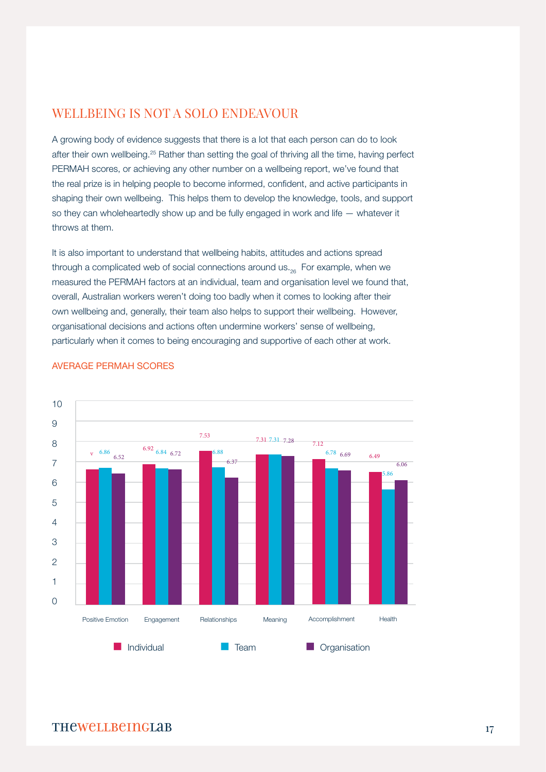## WELLBEING IS NOT A SOLO ENDEAVOUR

A growing body of evidence suggests that there is a lot that each person can do to look after their own wellbeing.[25] Rather than setting the goal of thriving all the time, having perfect PERMAH scores, or achieving any other number on a wellbeing report, we've found that the real prize is in helping people to become informed, confident, and active participants in shaping their own wellbeing. This helps them to develop the knowledge, tools, and support so they can wholeheartedly show up and be fully engaged in work and life — whatever it throws at them.

It is also important to understand that wellbeing habits, attitudes and actions spread through a complicated web of social connections around us.[26] For example, when we measured the PERMAH factors at an individual, team and organisation level we found that, overall, Australian workers weren't doing too badly when it comes to looking after their own wellbeing and, generally, their team also helps to support their wellbeing. However, organisational decisions and actions often undermine workers' sense of wellbeing, particularly when it comes to being encouraging and supportive of each other at work.

AVERAGE PERMAH SCORES

| | Individual | Team | Organisation |
|---|---|---|---|
| Positive Emotion | v | 6.86 | 6.52 |
| Engagement | 6.92 | 6.84 | 6.72 |
| Relationships | 7.53 | 6.88 | 6.37 |
| Meaning | 7.31 | 7.31 | 7.28 |
| Accomplishment | 7.12 | 6.78 | 6.69 |
| Health | 6.49 | 5.86 | 6.06 |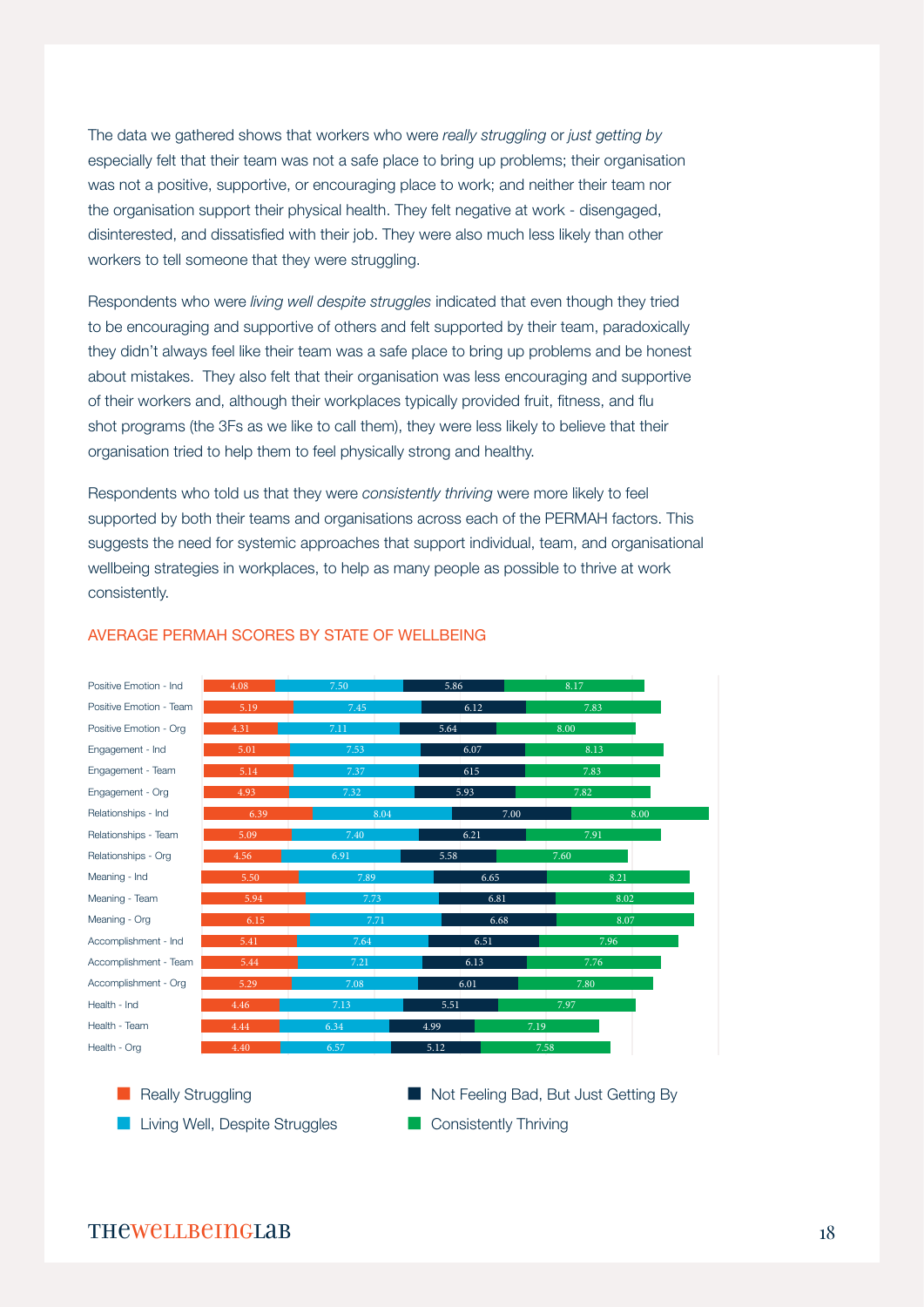The data we gathered shows that workers who were *really struggling* or *just getting by* especially felt that their team was not a safe place to bring up problems; their organisation was not a positive, supportive, or encouraging place to work; and neither their team nor the organisation support their physical health. They felt negative at work - disengaged, disinterested, and dissatisfied with their job. They were also much less likely than other workers to tell someone that they were struggling.

Respondents who were *living well despite struggles* indicated that even though they tried to be encouraging and supportive of others and felt supported by their team, paradoxically they didn't always feel like their team was a safe place to bring up problems and be honest about mistakes. They also felt that their organisation was less encouraging and supportive of their workers and, although their workplaces typically provided fruit, fitness, and flu shot programs (the 3Fs as we like to call them), they were less likely to believe that their organisation tried to help them to feel physically strong and healthy.

Respondents who told us that they were *consistently thriving* were more likely to feel supported by both their teams and organisations across each of the PERMAH factors. This suggests the need for systemic approaches that support individual, team, and organisational wellbeing strategies in workplaces, to help as many people as possible to thrive at work consistently.

## AVERAGE PERMAH SCORES BY STATE OF WELLBEING

| | Really Struggling | Living Well, Despite Struggles | Not Feeling Bad, But Just Getting By | Consistently Thriving |
|---|---|---|---|---|
| Positive Emotion - Ind | 4.08 | 7.50 | 5.86 | 8.17 |
| Positive Emotion - Team | 5.19 | 7.45 | 6.12 | 7.83 |
| Positive Emotion - Org | 4.31 | 7.11 | 5.64 | 8.00 |
| Engagement - Ind | 5.01 | 7.53 | 6.07 | 8.13 |
| Engagement - Team | 5.14 | 7.37 | 615 | 7.83 |
| Engagement - Org | 4.93 | 7.32 | 5.93 | 7.82 |
| Relationships - Ind | 6.39 | 8.04 | 7.00 | 8.00 |
| Relationships - Team | 5.09 | 7.40 | 6.21 | 7.91 |
| Relationships - Org | 4.56 | 6.91 | 5.58 | 7.60 |
| Meaning - Ind | 5.50 | 7.89 | 6.65 | 8.21 |
| Meaning - Team | 5.94 | 7.73 | 6.81 | 8.02 |
| Meaning - Org | 6.15 | 7.71 | 6.68 | 8.07 |
| Accomplishment - Ind | 5.41 | 7.64 | 6.51 | 7.96 |
| Accomplishment - Team | 5.44 | 7.21 | 6.13 | 7.76 |
| Accomplishment - Org | 5.29 | 7.08 | 6.01 | 7.80 |
| Health - Ind | 4.46 | 7.13 | 5.51 | 7.97 |
| Health - Team | 4.44 | 6.34 | 4.99 | 7.19 |
| Health - Org | 4.40 | 6.57 | 5.12 | 7.58 |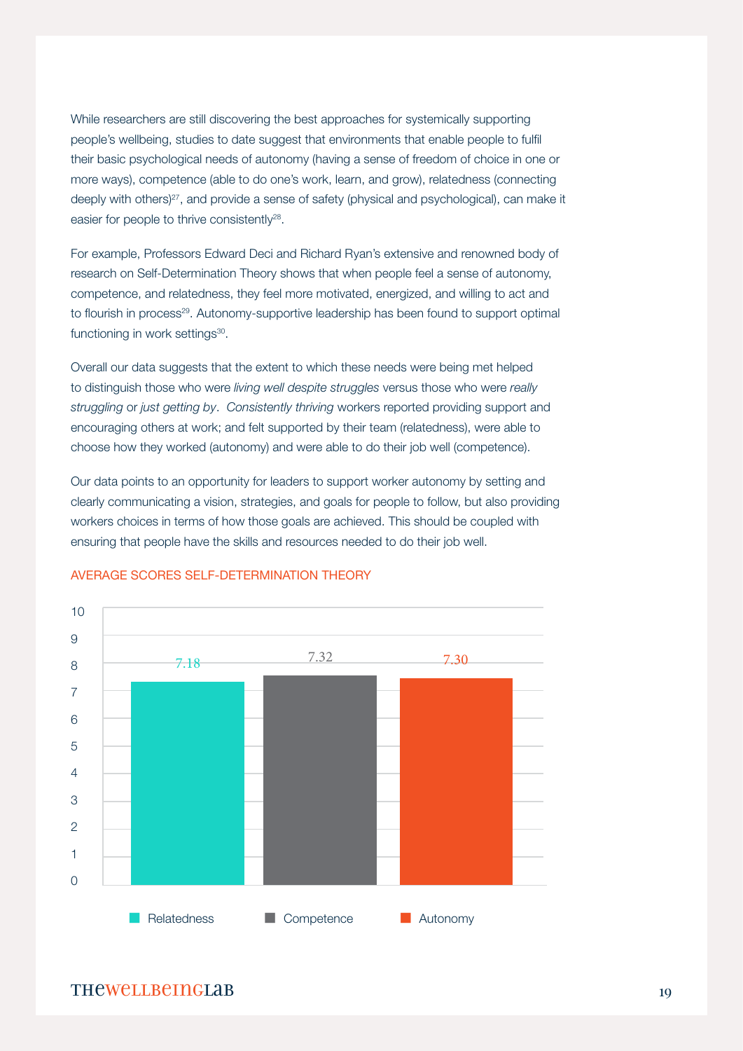While researchers are still discovering the best approaches for systemically supporting people's wellbeing, studies to date suggest that environments that enable people to fulfil their basic psychological needs of autonomy (having a sense of freedom of choice in one or more ways), competence (able to do one's work, learn, and grow), relatedness (connecting deeply with others)[27], and provide a sense of safety (physical and psychological), can make it easier for people to thrive consistently[28].

For example, Professors Edward Deci and Richard Ryan's extensive and renowned body of research on Self-Determination Theory shows that when people feel a sense of autonomy, competence, and relatedness, they feel more motivated, energized, and willing to act and to flourish in process[29]. Autonomy-supportive leadership has been found to support optimal functioning in work settings[30].

Overall our data suggests that the extent to which these needs were being met helped to distinguish those who were *living well despite struggles* versus those who were *really struggling* or *just getting by*. *Consistently thriving* workers reported providing support and encouraging others at work; and felt supported by their team (relatedness), were able to choose how they worked (autonomy) and were able to do their job well (competence).

Our data points to an opportunity for leaders to support worker autonomy by setting and clearly communicating a vision, strategies, and goals for people to follow, but also providing workers choices in terms of how those goals are achieved. This should be coupled with ensuring that people have the skills and resources needed to do their job well.

AVERAGE SCORES SELF-DETERMINATION THEORY

| Relatedness | Competence | Autonomy |
|---|---|---|
| 7.18 | 7.32 | 7.30 |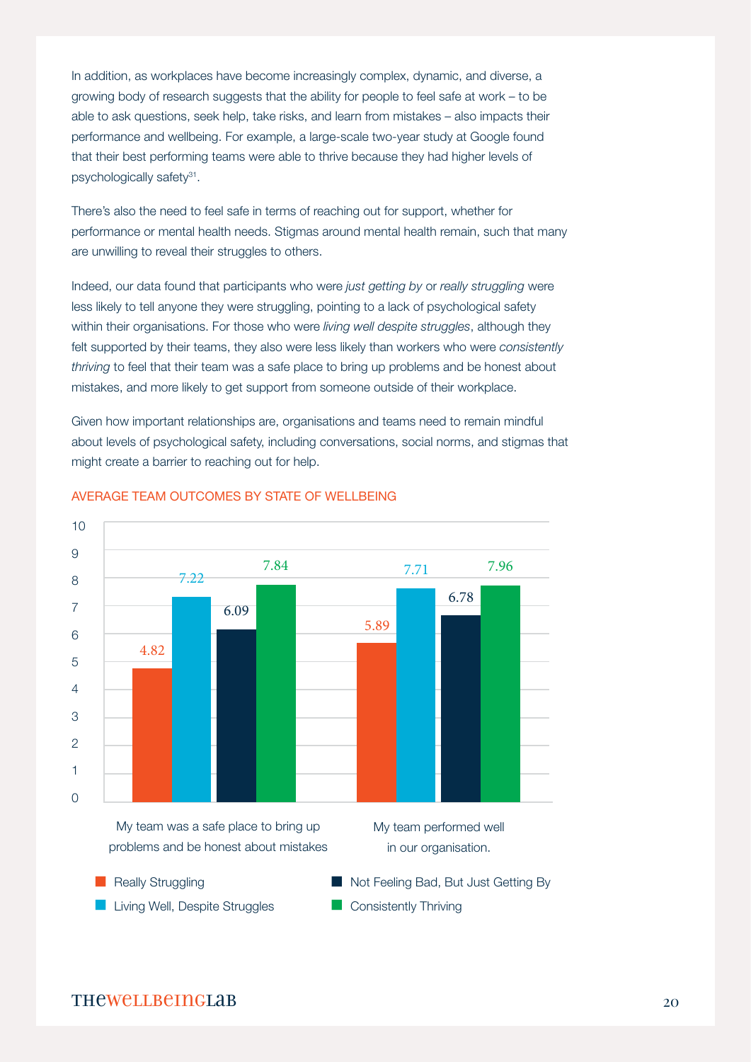In addition, as workplaces have become increasingly complex, dynamic, and diverse, a growing body of research suggests that the ability for people to feel safe at work – to be able to ask questions, seek help, take risks, and learn from mistakes – also impacts their performance and wellbeing. For example, a large-scale two-year study at Google found that their best performing teams were able to thrive because they had higher levels of psychologically safety[31].

There's also the need to feel safe in terms of reaching out for support, whether for performance or mental health needs. Stigmas around mental health remain, such that many are unwilling to reveal their struggles to others.

Indeed, our data found that participants who were *just getting by* or *really struggling* were less likely to tell anyone they were struggling, pointing to a lack of psychological safety within their organisations. For those who were *living well despite struggles*, although they felt supported by their teams, they also were less likely than workers who were *consistently thriving* to feel that their team was a safe place to bring up problems and be honest about mistakes, and more likely to get support from someone outside of their workplace.

Given how important relationships are, organisations and teams need to remain mindful about levels of psychological safety, including conversations, social norms, and stigmas that might create a barrier to reaching out for help.

AVERAGE TEAM OUTCOMES BY STATE OF WELLBEING

| | Really Struggling | Living Well, Despite Struggles | Not Feeling Bad, But Just Getting By | Consistently Thriving |
|---|---|---|---|---|
| My team was a safe place to bring up problems and be honest about mistakes | 4.82 | 7.22 | 6.09 | 7.84 |
| My team performed well in our organisation. | 5.89 | 7.71 | 6.78 | 7.96 |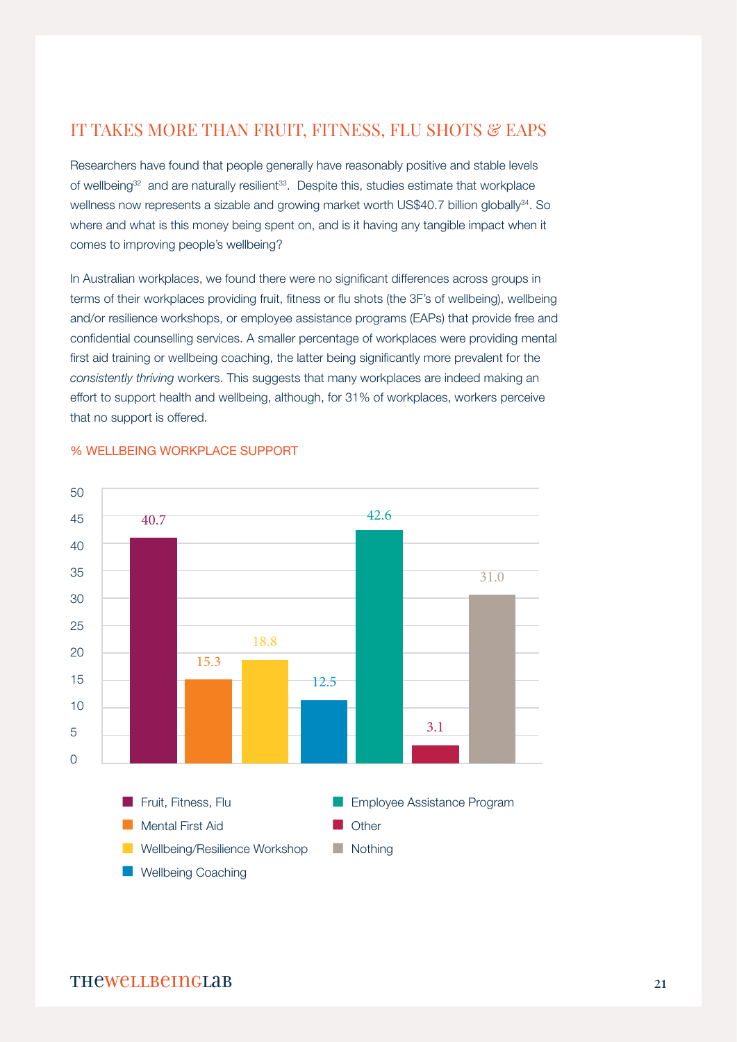## IT TAKES MORE THAN FRUIT, FITNESS, FLU SHOTS & EAPS

Researchers have found that people generally have reasonably positive and stable levels of wellbeing[32] and are naturally resilient[33]. Despite this, studies estimate that workplace wellness now represents a sizable and growing market worth US$40.7 billion globally[34]. So where and what is this money being spent on, and is it having any tangible impact when it comes to improving people's wellbeing?

In Australian workplaces, we found there were no significant differences across groups in terms of their workplaces providing fruit, fitness or flu shots (the 3F's of wellbeing), wellbeing and/or resilience workshops, or employee assistance programs (EAPs) that provide free and confidential counselling services. A smaller percentage of workplaces were providing mental first aid training or wellbeing coaching, the latter being significantly more prevalent for the *consistently thriving* workers. This suggests that many workplaces are indeed making an effort to support health and wellbeing, although, for 31% of workplaces, workers perceive that no support is offered.

### % WELLBEING WORKPLACE SUPPORT

| Support | % |
|---|---|
| Fruit, Fitness, Flu | 40.7 |
| Mental First Aid | 15.3 |
| Wellbeing/Resilience Workshop | 18.8 |
| Wellbeing Coaching | 12.5 |
| Employee Assistance Program | 42.6 |
| Other | 3.1 |
| Nothing | 31.0 |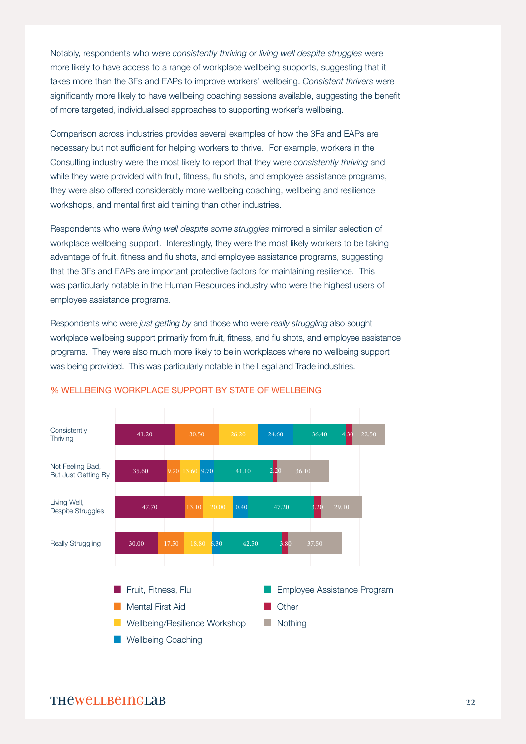Notably, respondents who were *consistently thriving* or *living well despite struggles* were more likely to have access to a range of workplace wellbeing supports, suggesting that it takes more than the 3Fs and EAPs to improve workers' wellbeing. *Consistent thrivers* were significantly more likely to have wellbeing coaching sessions available, suggesting the benefit of more targeted, individualised approaches to supporting worker's wellbeing.

Comparison across industries provides several examples of how the 3Fs and EAPs are necessary but not sufficient for helping workers to thrive. For example, workers in the Consulting industry were the most likely to report that they were *consistently thriving* and while they were provided with fruit, fitness, flu shots, and employee assistance programs, they were also offered considerably more wellbeing coaching, wellbeing and resilience workshops, and mental first aid training than other industries.

Respondents who were *living well despite some struggles* mirrored a similar selection of workplace wellbeing support. Interestingly, they were the most likely workers to be taking advantage of fruit, fitness and flu shots, and employee assistance programs, suggesting that the 3Fs and EAPs are important protective factors for maintaining resilience. This was particularly notable in the Human Resources industry who were the highest users of employee assistance programs.

Respondents who were *just getting by* and those who were *really struggling* also sought workplace wellbeing support primarily from fruit, fitness, and flu shots, and employee assistance programs. They were also much more likely to be in workplaces where no wellbeing support was being provided. This was particularly notable in the Legal and Trade industries.

% WELLBEING WORKPLACE SUPPORT BY STATE OF WELLBEING

| | Fruit, Fitness, Flu | Mental First Aid | Wellbeing/Resilience Workshop | Wellbeing Coaching | Employee Assistance Program | Other | Nothing |
|---|---|---|---|---|---|---|---|
| Consistently Thriving | 41.20 | 30.50 | 26.20 | 24.60 | 36.40 | 4.30 | 22.50 |
| Not Feeling Bad, But Just Getting By | 35.60 | 9.20 | 13.60 | 9.70 | 41.10 | 2.20 | 36.10 |
| Living Well, Despite Struggles | 47.70 | 13.10 | 20.00 | 10.40 | 47.20 | 3.20 | 29.10 |
| Really Struggling | 30.00 | 17.50 | 18.80 | 6.30 | 42.50 | 3.80 | 37.50 |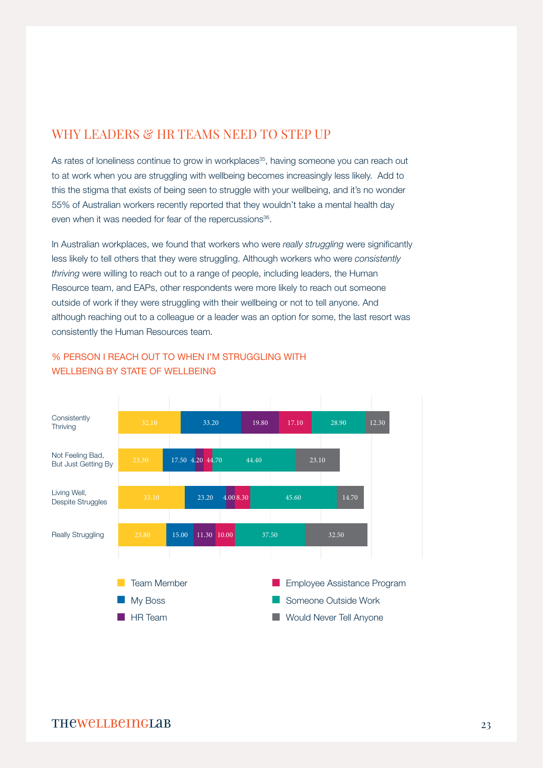## WHY LEADERS & HR TEAMS NEED TO STEP UP

As rates of loneliness continue to grow in workplaces[35], having someone you can reach out to at work when you are struggling with wellbeing becomes increasingly less likely. Add to this the stigma that exists of being seen to struggle with your wellbeing, and it's no wonder 55% of Australian workers recently reported that they wouldn't take a mental health day even when it was needed for fear of the repercussions[36].

In Australian workplaces, we found that workers who were *really struggling* were significantly less likely to tell others that they were struggling. Although workers who were *consistently thriving* were willing to reach out to a range of people, including leaders, the Human Resource team, and EAPs, other respondents were more likely to reach out someone outside of work if they were struggling with their wellbeing or not to tell anyone. And although reaching out to a colleague or a leader was an option for some, the last resort was consistently the Human Resources team.

### % PERSON I REACH OUT TO WHEN I'M STRUGGLING WITH WELLBEING BY STATE OF WELLBEING

| | Team Member | My Boss | HR Team | Employee Assistance Program | Someone Outside Work | Would Never Tell Anyone |
|---|---|---|---|---|---|---|
| Consistently Thriving | 32.10 | 33.20 | 19.80 | 17.10 | 28.90 | 12.30 |
| Not Feeling Bad, But Just Getting By | 23.30 | 17.50 | 4.20 | 4.70 | 44.40 | 23.10 |
| Living Well, Despite Struggles | 33.10 | 23.20 | 4.00 | 8.30 | 45.60 | 14.70 |
| Really Struggling | 23.80 | 15.00 | 11.30 | 10.00 | 37.50 | 32.50 |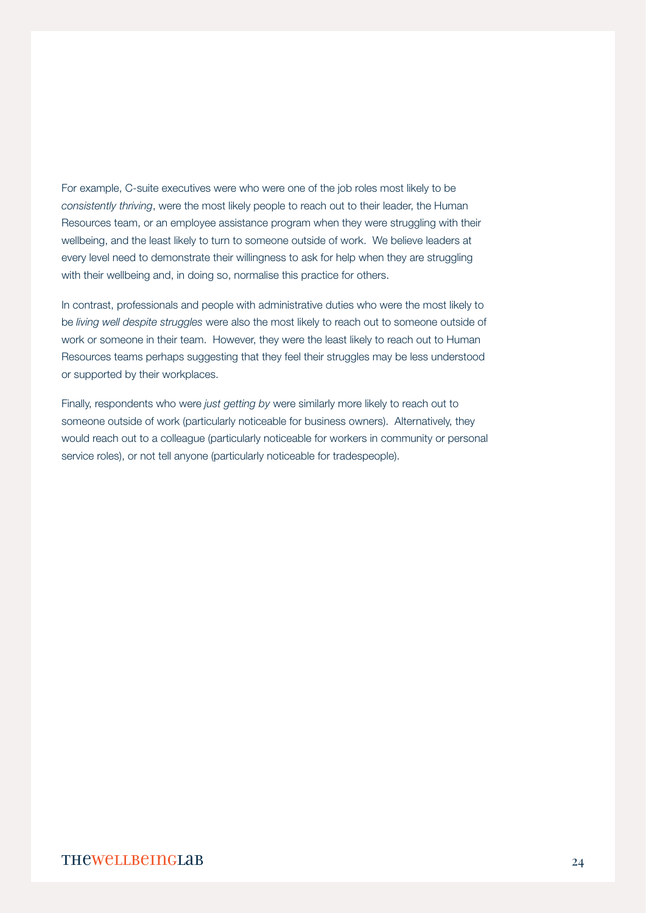For example, C-suite executives were who were one of the job roles most likely to be *consistently thriving*, were the most likely people to reach out to their leader, the Human Resources team, or an employee assistance program when they were struggling with their wellbeing, and the least likely to turn to someone outside of work. We believe leaders at every level need to demonstrate their willingness to ask for help when they are struggling with their wellbeing and, in doing so, normalise this practice for others.

In contrast, professionals and people with administrative duties who were the most likely to be *living well despite struggles* were also the most likely to reach out to someone outside of work or someone in their team. However, they were the least likely to reach out to Human Resources teams perhaps suggesting that they feel their struggles may be less understood or supported by their workplaces.

Finally, respondents who were *just getting by* were similarly more likely to reach out to someone outside of work (particularly noticeable for business owners). Alternatively, they would reach out to a colleague (particularly noticeable for workers in community or personal service roles), or not tell anyone (particularly noticeable for tradespeople).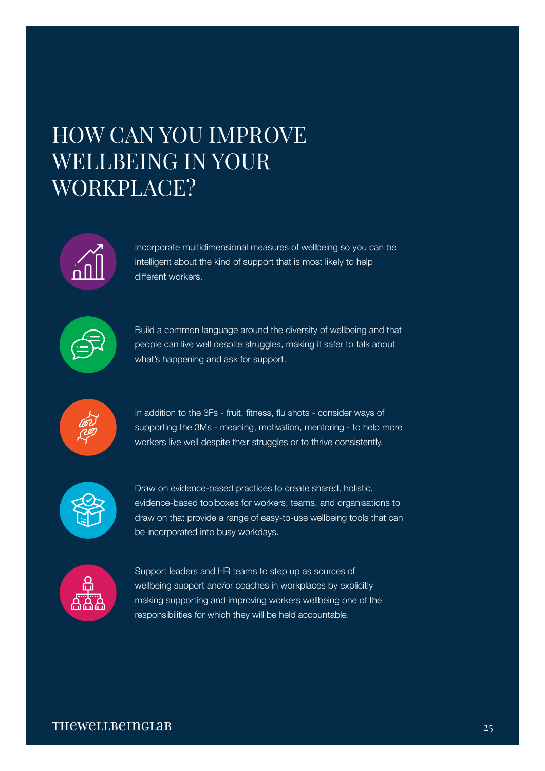# HOW CAN YOU IMPROVE WELLBEING IN YOUR WORKPLACE?

- Incorporate multidimensional measures of wellbeing so you can be intelligent about the kind of support that is most likely to help different workers.

- Build a common language around the diversity of wellbeing and that people can live well despite struggles, making it safer to talk about what's happening and ask for support.

- In addition to the 3Fs - fruit, fitness, flu shots - consider ways of supporting the 3Ms - meaning, motivation, mentoring - to help more workers live well despite their struggles or to thrive consistently.

- Draw on evidence-based practices to create shared, holistic, evidence-based toolboxes for workers, teams, and organisations to draw on that provide a range of easy-to-use wellbeing tools that can be incorporated into busy workdays.

- Support leaders and HR teams to step up as sources of wellbeing support and/or coaches in workplaces by explicitly making supporting and improving workers wellbeing one of the responsibilities for which they will be held accountable.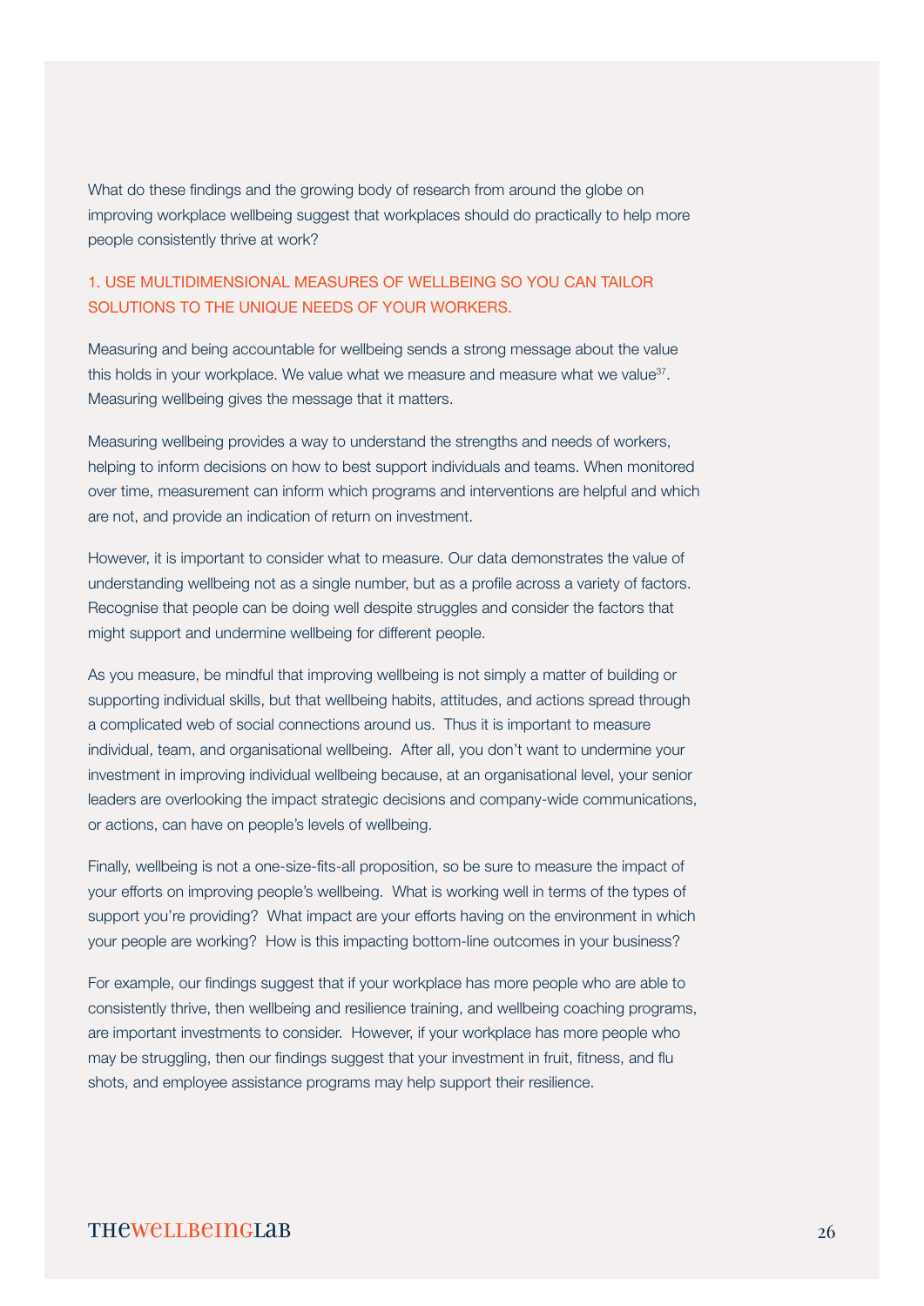What do these findings and the growing body of research from around the globe on improving workplace wellbeing suggest that workplaces should do practically to help more people consistently thrive at work?

## 1. USE MULTIDIMENSIONAL MEASURES OF WELLBEING SO YOU CAN TAILOR SOLUTIONS TO THE UNIQUE NEEDS OF YOUR WORKERS.

Measuring and being accountable for wellbeing sends a strong message about the value this holds in your workplace. We value what we measure and measure what we value[37]. Measuring wellbeing gives the message that it matters.

Measuring wellbeing provides a way to understand the strengths and needs of workers, helping to inform decisions on how to best support individuals and teams. When monitored over time, measurement can inform which programs and interventions are helpful and which are not, and provide an indication of return on investment.

However, it is important to consider what to measure. Our data demonstrates the value of understanding wellbeing not as a single number, but as a profile across a variety of factors. Recognise that people can be doing well despite struggles and consider the factors that might support and undermine wellbeing for different people.

As you measure, be mindful that improving wellbeing is not simply a matter of building or supporting individual skills, but that wellbeing habits, attitudes, and actions spread through a complicated web of social connections around us. Thus it is important to measure individual, team, and organisational wellbeing. After all, you don't want to undermine your investment in improving individual wellbeing because, at an organisational level, your senior leaders are overlooking the impact strategic decisions and company-wide communications, or actions, can have on people's levels of wellbeing.

Finally, wellbeing is not a one-size-fits-all proposition, so be sure to measure the impact of your efforts on improving people's wellbeing. What is working well in terms of the types of support you're providing? What impact are your efforts having on the environment in which your people are working? How is this impacting bottom-line outcomes in your business?

For example, our findings suggest that if your workplace has more people who are able to consistently thrive, then wellbeing and resilience training, and wellbeing coaching programs, are important investments to consider. However, if your workplace has more people who may be struggling, then our findings suggest that your investment in fruit, fitness, and flu shots, and employee assistance programs may help support their resilience.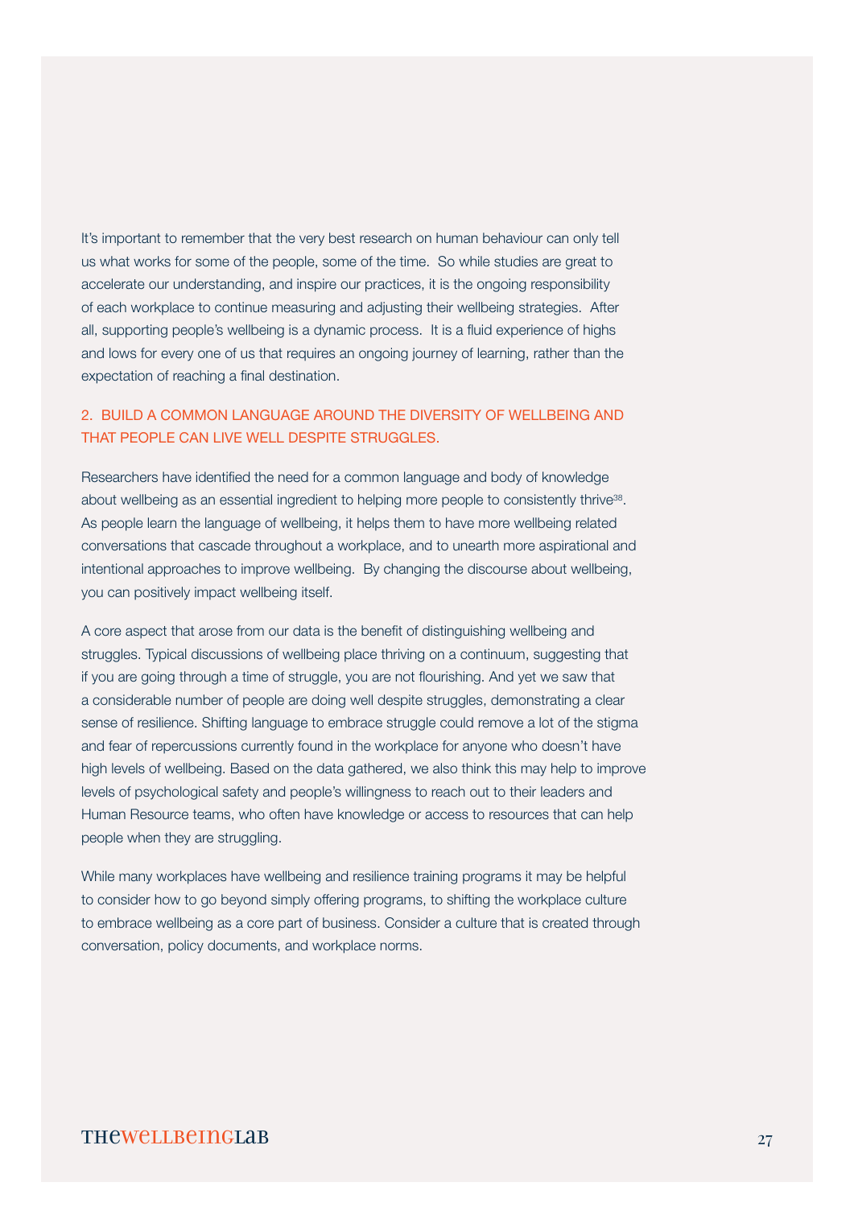It's important to remember that the very best research on human behaviour can only tell us what works for some of the people, some of the time. So while studies are great to accelerate our understanding, and inspire our practices, it is the ongoing responsibility of each workplace to continue measuring and adjusting their wellbeing strategies. After all, supporting people's wellbeing is a dynamic process. It is a fluid experience of highs and lows for every one of us that requires an ongoing journey of learning, rather than the expectation of reaching a final destination.

## 2. BUILD A COMMON LANGUAGE AROUND THE DIVERSITY OF WELLBEING AND THAT PEOPLE CAN LIVE WELL DESPITE STRUGGLES.

Researchers have identified the need for a common language and body of knowledge about wellbeing as an essential ingredient to helping more people to consistently thrive[38]. As people learn the language of wellbeing, it helps them to have more wellbeing related conversations that cascade throughout a workplace, and to unearth more aspirational and intentional approaches to improve wellbeing. By changing the discourse about wellbeing, you can positively impact wellbeing itself.

A core aspect that arose from our data is the benefit of distinguishing wellbeing and struggles. Typical discussions of wellbeing place thriving on a continuum, suggesting that if you are going through a time of struggle, you are not flourishing. And yet we saw that a considerable number of people are doing well despite struggles, demonstrating a clear sense of resilience. Shifting language to embrace struggle could remove a lot of the stigma and fear of repercussions currently found in the workplace for anyone who doesn't have high levels of wellbeing. Based on the data gathered, we also think this may help to improve levels of psychological safety and people's willingness to reach out to their leaders and Human Resource teams, who often have knowledge or access to resources that can help people when they are struggling.

While many workplaces have wellbeing and resilience training programs it may be helpful to consider how to go beyond simply offering programs, to shifting the workplace culture to embrace wellbeing as a core part of business. Consider a culture that is created through conversation, policy documents, and workplace norms.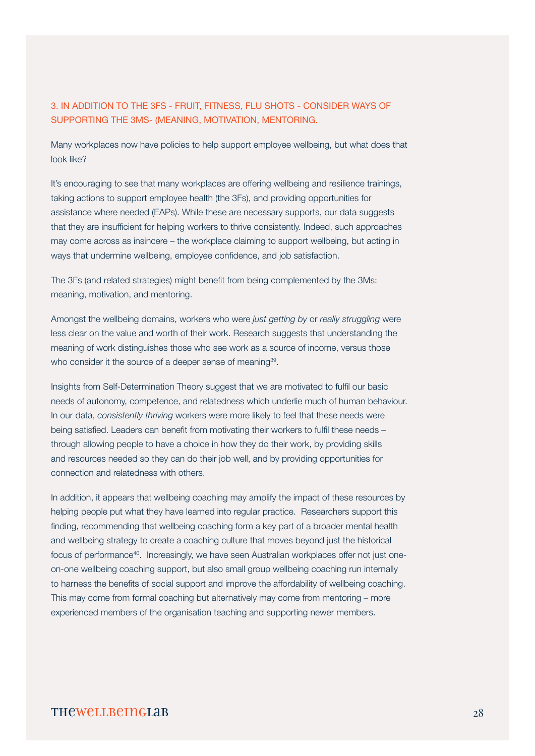### 3. IN ADDITION TO THE 3FS - FRUIT, FITNESS, FLU SHOTS - CONSIDER WAYS OF SUPPORTING THE 3MS- (MEANING, MOTIVATION, MENTORING.

Many workplaces now have policies to help support employee wellbeing, but what does that look like?

It's encouraging to see that many workplaces are offering wellbeing and resilience trainings, taking actions to support employee health (the 3Fs), and providing opportunities for assistance where needed (EAPs). While these are necessary supports, our data suggests that they are insufficient for helping workers to thrive consistently. Indeed, such approaches may come across as insincere – the workplace claiming to support wellbeing, but acting in ways that undermine wellbeing, employee confidence, and job satisfaction.

The 3Fs (and related strategies) might benefit from being complemented by the 3Ms: meaning, motivation, and mentoring.

Amongst the wellbeing domains, workers who were *just getting by* or *really struggling* were less clear on the value and worth of their work. Research suggests that understanding the meaning of work distinguishes those who see work as a source of income, versus those who consider it the source of a deeper sense of meaning[39].

Insights from Self-Determination Theory suggest that we are motivated to fulfil our basic needs of autonomy, competence, and relatedness which underlie much of human behaviour. In our data, *consistently thriving* workers were more likely to feel that these needs were being satisfied. Leaders can benefit from motivating their workers to fulfil these needs – through allowing people to have a choice in how they do their work, by providing skills and resources needed so they can do their job well, and by providing opportunities for connection and relatedness with others.

In addition, it appears that wellbeing coaching may amplify the impact of these resources by helping people put what they have learned into regular practice. Researchers support this finding, recommending that wellbeing coaching form a key part of a broader mental health and wellbeing strategy to create a coaching culture that moves beyond just the historical focus of performance[40]. Increasingly, we have seen Australian workplaces offer not just one-on-one wellbeing coaching support, but also small group wellbeing coaching run internally to harness the benefits of social support and improve the affordability of wellbeing coaching. This may come from formal coaching but alternatively may come from mentoring – more experienced members of the organisation teaching and supporting newer members.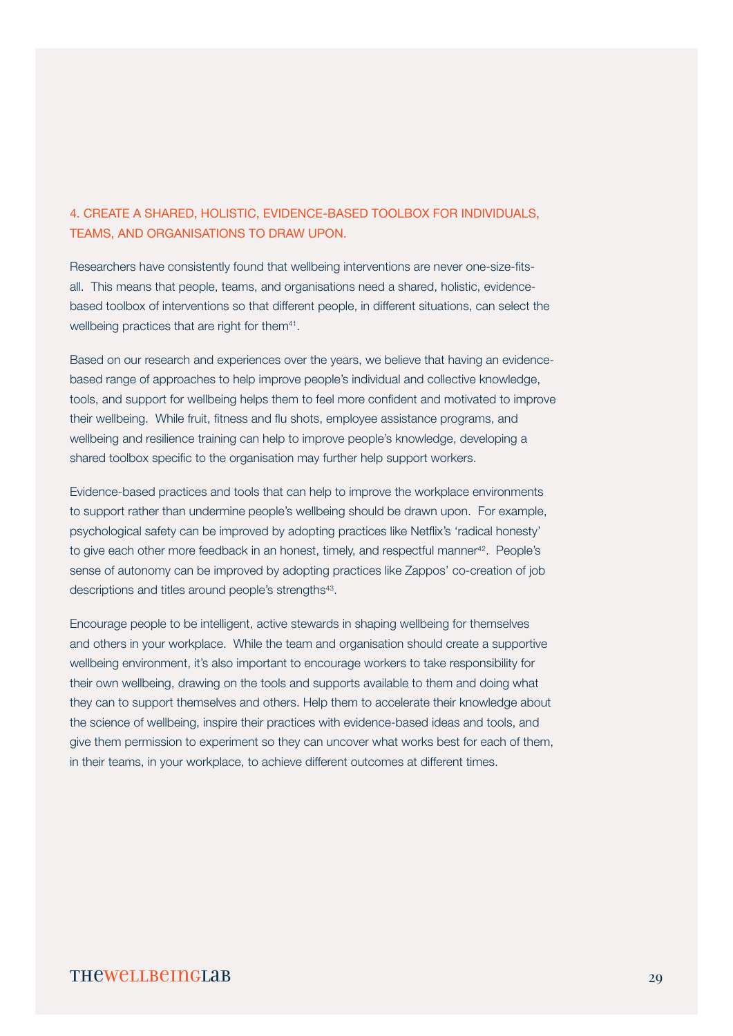### 4. CREATE A SHARED, HOLISTIC, EVIDENCE-BASED TOOLBOX FOR INDIVIDUALS, TEAMS, AND ORGANISATIONS TO DRAW UPON.

Researchers have consistently found that wellbeing interventions are never one-size-fits-all. This means that people, teams, and organisations need a shared, holistic, evidence-based toolbox of interventions so that different people, in different situations, can select the wellbeing practices that are right for them[41].

Based on our research and experiences over the years, we believe that having an evidence-based range of approaches to help improve people's individual and collective knowledge, tools, and support for wellbeing helps them to feel more confident and motivated to improve their wellbeing. While fruit, fitness and flu shots, employee assistance programs, and wellbeing and resilience training can help to improve people's knowledge, developing a shared toolbox specific to the organisation may further help support workers.

Evidence-based practices and tools that can help to improve the workplace environments to support rather than undermine people's wellbeing should be drawn upon. For example, psychological safety can be improved by adopting practices like Netflix's 'radical honesty' to give each other more feedback in an honest, timely, and respectful manner[42]. People's sense of autonomy can be improved by adopting practices like Zappos' co-creation of job descriptions and titles around people's strengths[43].

Encourage people to be intelligent, active stewards in shaping wellbeing for themselves and others in your workplace. While the team and organisation should create a supportive wellbeing environment, it's also important to encourage workers to take responsibility for their own wellbeing, drawing on the tools and supports available to them and doing what they can to support themselves and others. Help them to accelerate their knowledge about the science of wellbeing, inspire their practices with evidence-based ideas and tools, and give them permission to experiment so they can uncover what works best for each of them, in their teams, in your workplace, to achieve different outcomes at different times.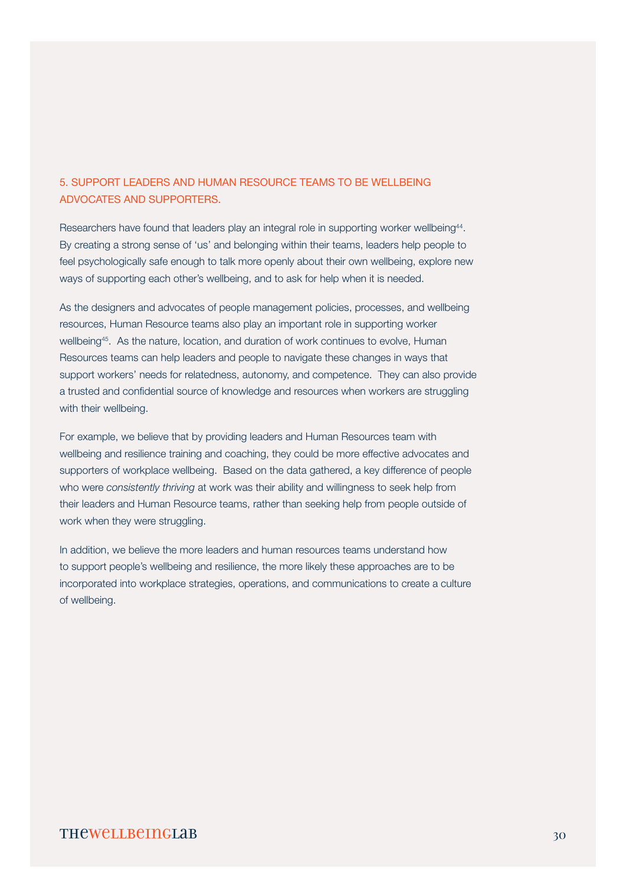## 5. SUPPORT LEADERS AND HUMAN RESOURCE TEAMS TO BE WELLBEING ADVOCATES AND SUPPORTERS.

Researchers have found that leaders play an integral role in supporting worker wellbeing[44]. By creating a strong sense of 'us' and belonging within their teams, leaders help people to feel psychologically safe enough to talk more openly about their own wellbeing, explore new ways of supporting each other's wellbeing, and to ask for help when it is needed.

As the designers and advocates of people management policies, processes, and wellbeing resources, Human Resource teams also play an important role in supporting worker wellbeing[45]. As the nature, location, and duration of work continues to evolve, Human Resources teams can help leaders and people to navigate these changes in ways that support workers' needs for relatedness, autonomy, and competence. They can also provide a trusted and confidential source of knowledge and resources when workers are struggling with their wellbeing.

For example, we believe that by providing leaders and Human Resources team with wellbeing and resilience training and coaching, they could be more effective advocates and supporters of workplace wellbeing. Based on the data gathered, a key difference of people who were *consistently thriving* at work was their ability and willingness to seek help from their leaders and Human Resource teams, rather than seeking help from people outside of work when they were struggling.

In addition, we believe the more leaders and human resources teams understand how to support people's wellbeing and resilience, the more likely these approaches are to be incorporated into workplace strategies, operations, and communications to create a culture of wellbeing.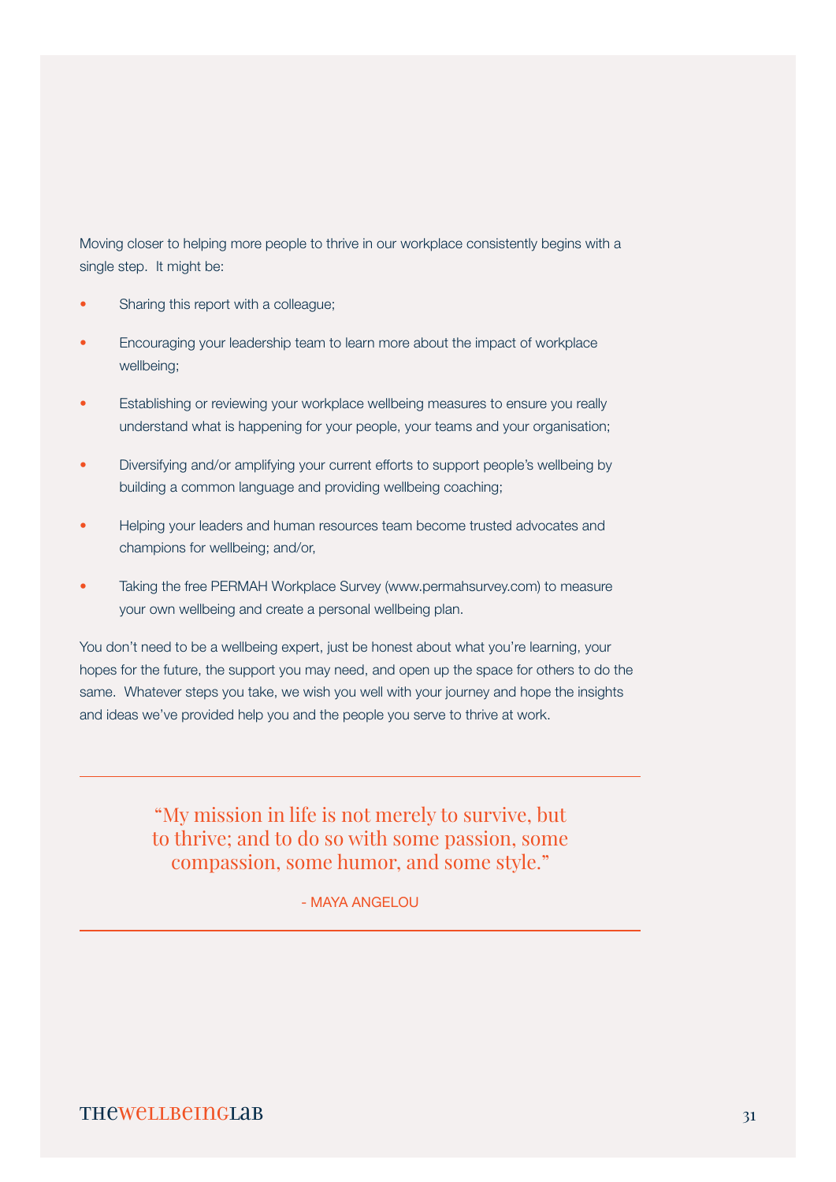Moving closer to helping more people to thrive in our workplace consistently begins with a single step. It might be:

- Sharing this report with a colleague;
- Encouraging your leadership team to learn more about the impact of workplace wellbeing;
- Establishing or reviewing your workplace wellbeing measures to ensure you really understand what is happening for your people, your teams and your organisation;
- Diversifying and/or amplifying your current efforts to support people's wellbeing by building a common language and providing wellbeing coaching;
- Helping your leaders and human resources team become trusted advocates and champions for wellbeing; and/or,
- Taking the free PERMAH Workplace Survey (www.permahsurvey.com) to measure your own wellbeing and create a personal wellbeing plan.

You don't need to be a wellbeing expert, just be honest about what you're learning, your hopes for the future, the support you may need, and open up the space for others to do the same. Whatever steps you take, we wish you well with your journey and hope the insights and ideas we've provided help you and the people you serve to thrive at work.

---

> "My mission in life is not merely to survive, but to thrive; and to do so with some passion, some compassion, some humor, and some style."
>
> \- MAYA ANGELOU

---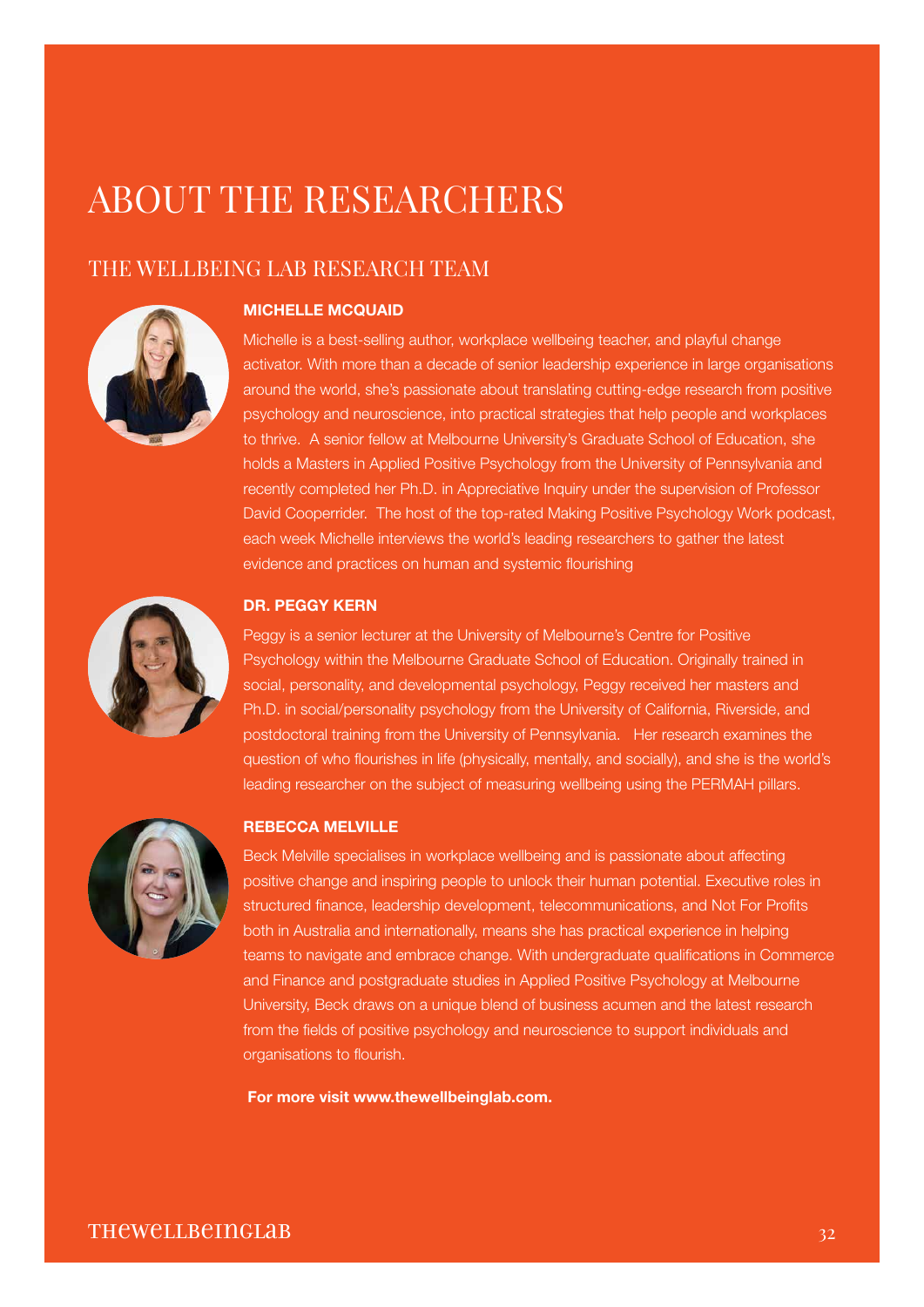# ABOUT THE RESEARCHERS

## THE WELLBEING LAB RESEARCH TEAM

### MICHELLE MCQUAID

Michelle is a best-selling author, workplace wellbeing teacher, and playful change activator. With more than a decade of senior leadership experience in large organisations around the world, she's passionate about translating cutting-edge research from positive psychology and neuroscience, into practical strategies that help people and workplaces to thrive. A senior fellow at Melbourne University's Graduate School of Education, she holds a Masters in Applied Positive Psychology from the University of Pennsylvania and recently completed her Ph.D. in Appreciative Inquiry under the supervision of Professor David Cooperrider. The host of the top-rated Making Positive Psychology Work podcast, each week Michelle interviews the world's leading researchers to gather the latest evidence and practices on human and systemic flourishing

### DR. PEGGY KERN

Peggy is a senior lecturer at the University of Melbourne's Centre for Positive Psychology within the Melbourne Graduate School of Education. Originally trained in social, personality, and developmental psychology, Peggy received her masters and Ph.D. in social/personality psychology from the University of California, Riverside, and postdoctoral training from the University of Pennsylvania. Her research examines the question of who flourishes in life (physically, mentally, and socially), and she is the world's leading researcher on the subject of measuring wellbeing using the PERMAH pillars.

### REBECCA MELVILLE

Beck Melville specialises in workplace wellbeing and is passionate about affecting positive change and inspiring people to unlock their human potential. Executive roles in structured finance, leadership development, telecommunications, and Not For Profits both in Australia and internationally, means she has practical experience in helping teams to navigate and embrace change. With undergraduate qualifications in Commerce and Finance and postgraduate studies in Applied Positive Psychology at Melbourne University, Beck draws on a unique blend of business acumen and the latest research from the fields of positive psychology and neuroscience to support individuals and organisations to flourish.

**For more visit www.thewellbeinglab.com.**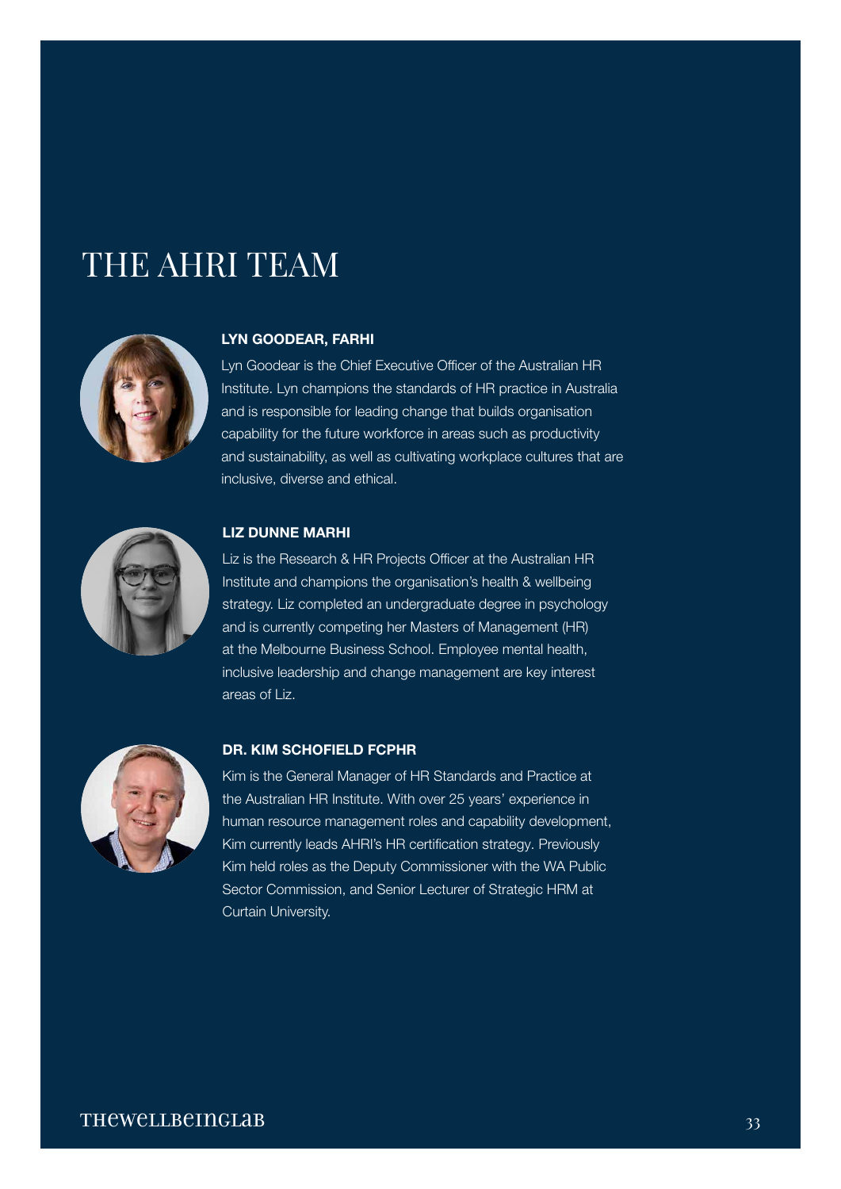# THE AHRI TEAM

**LYN GOODEAR, FARHI**

Lyn Goodear is the Chief Executive Officer of the Australian HR Institute. Lyn champions the standards of HR practice in Australia and is responsible for leading change that builds organisation capability for the future workforce in areas such as productivity and sustainability, as well as cultivating workplace cultures that are inclusive, diverse and ethical.

**LIZ DUNNE MARHI**

Liz is the Research & HR Projects Officer at the Australian HR Institute and champions the organisation's health & wellbeing strategy. Liz completed an undergraduate degree in psychology and is currently competing her Masters of Management (HR) at the Melbourne Business School. Employee mental health, inclusive leadership and change management are key interest areas of Liz.

**DR. KIM SCHOFIELD FCPHR**

Kim is the General Manager of HR Standards and Practice at the Australian HR Institute. With over 25 years' experience in human resource management roles and capability development, Kim currently leads AHRI's HR certification strategy. Previously Kim held roles as the Deputy Commissioner with the WA Public Sector Commission, and Senior Lecturer of Strategic HRM at Curtain University.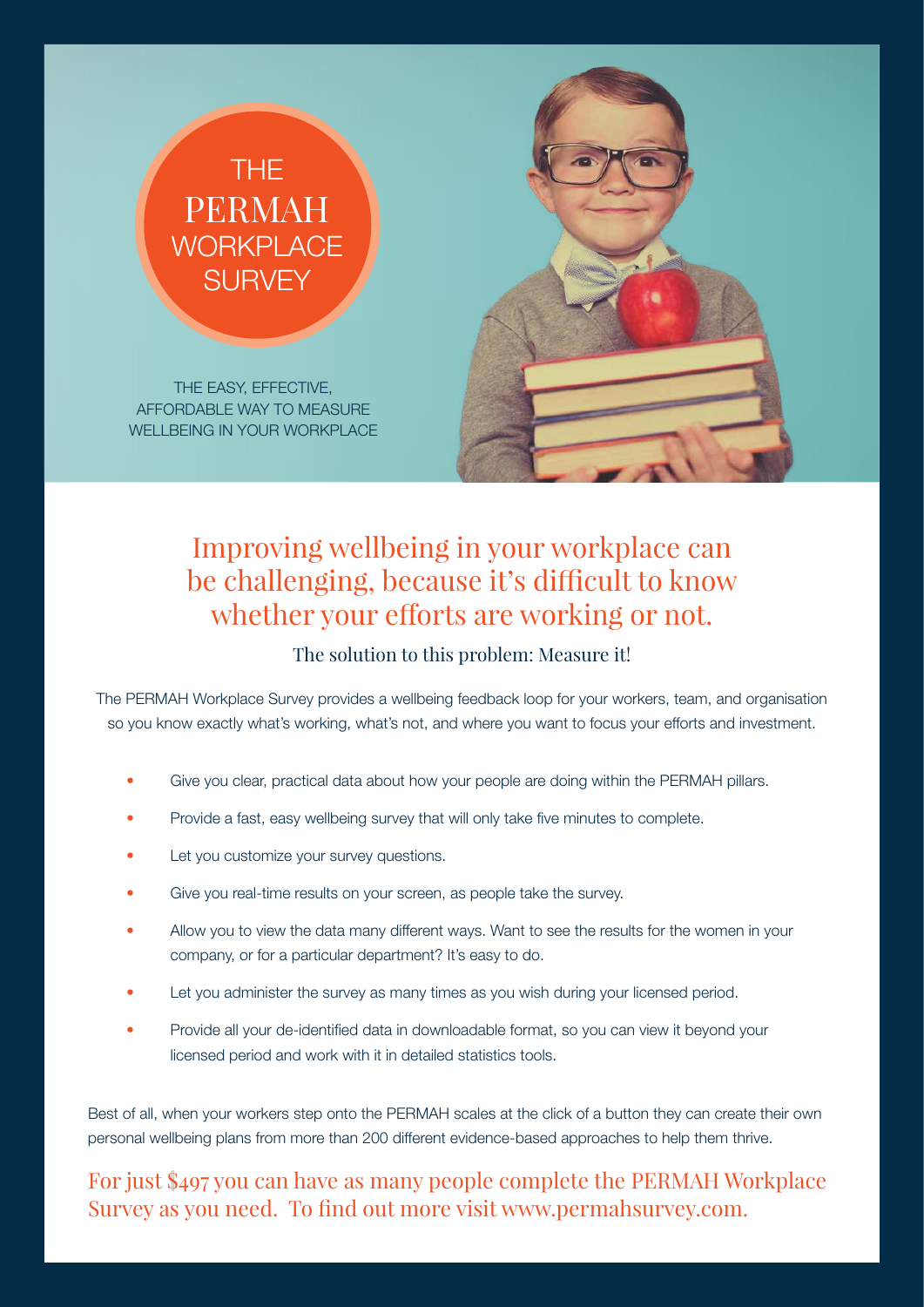# THE PERMAH WORKPLACE SURVEY

THE EASY, EFFECTIVE, AFFORDABLE WAY TO MEASURE WELLBEING IN YOUR WORKPLACE

## Improving wellbeing in your workplace can be challenging, because it's difficult to know whether your efforts are working or not.

### The solution to this problem: Measure it!

The PERMAH Workplace Survey provides a wellbeing feedback loop for your workers, team, and organisation so you know exactly what's working, what's not, and where you want to focus your efforts and investment.

- Give you clear, practical data about how your people are doing within the PERMAH pillars.
- Provide a fast, easy wellbeing survey that will only take five minutes to complete.
- Let you customize your survey questions.
- Give you real-time results on your screen, as people take the survey.
- Allow you to view the data many different ways. Want to see the results for the women in your company, or for a particular department? It's easy to do.
- Let you administer the survey as many times as you wish during your licensed period.
- Provide all your de-identified data in downloadable format, so you can view it beyond your licensed period and work with it in detailed statistics tools.

Best of all, when your workers step onto the PERMAH scales at the click of a button they can create their own personal wellbeing plans from more than 200 different evidence-based approaches to help them thrive.

For just $497 you can have as many people complete the PERMAH Workplace Survey as you need. To find out more visit www.permahsurvey.com.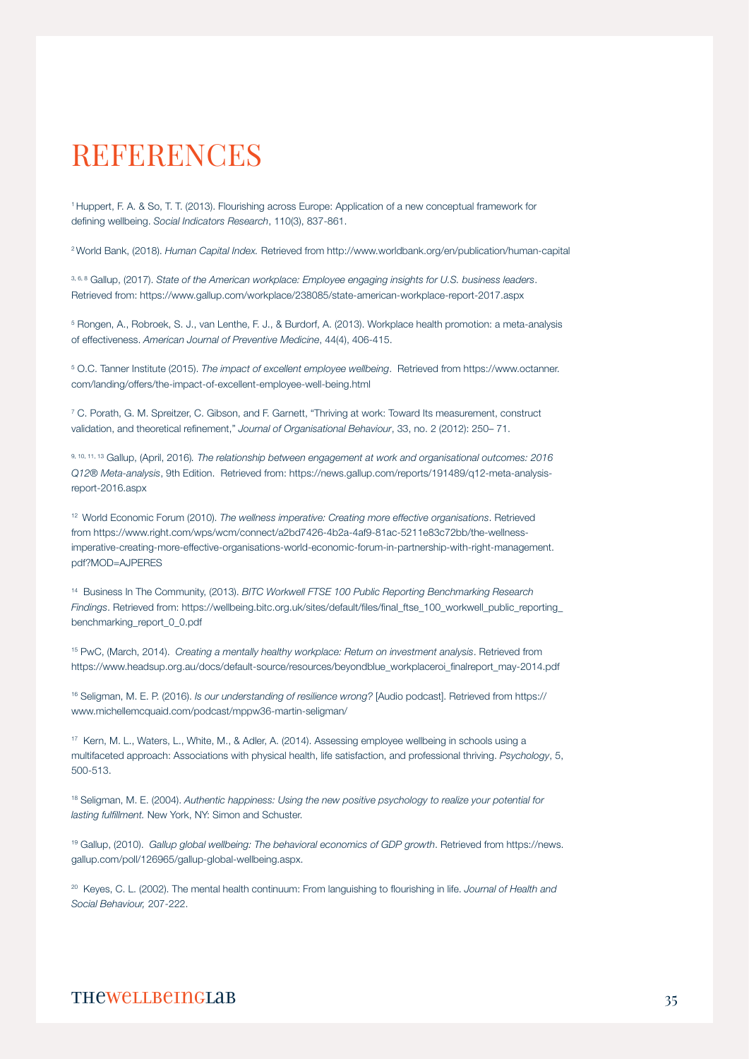# REFERENCES

[1] Huppert, F. A. & So, T. T. (2013). Flourishing across Europe: Application of a new conceptual framework for defining wellbeing. *Social Indicators Research*, 110(3), 837-861.

[2] World Bank, (2018). *Human Capital Index.* Retrieved from http://www.worldbank.org/en/publication/human-capital

[3, 6, 8] Gallup, (2017). *State of the American workplace: Employee engaging insights for U.S. business leaders*. Retrieved from: https://www.gallup.com/workplace/238085/state-american-workplace-report-2017.aspx

[5] Rongen, A., Robroek, S. J., van Lenthe, F. J., & Burdorf, A. (2013). Workplace health promotion: a meta-analysis of effectiveness. *American Journal of Preventive Medicine*, 44(4), 406-415.

[5] O.C. Tanner Institute (2015). *The impact of excellent employee wellbeing*. Retrieved from https://www.octanner.com/landing/offers/the-impact-of-excellent-employee-well-being.html

[7] C. Porath, G. M. Spreitzer, C. Gibson, and F. Garnett, "Thriving at work: Toward Its measurement, construct validation, and theoretical refinement," *Journal of Organisational Behaviour*, 33, no. 2 (2012): 250– 71.

[9, 10, 11, 13] Gallup, (April, 2016). *The relationship between engagement at work and organisational outcomes: 2016 Q12® Meta-analysis*, 9th Edition. Retrieved from: https://news.gallup.com/reports/191489/q12-meta-analysis-report-2016.aspx

[12] World Economic Forum (2010). *The wellness imperative: Creating more effective organisations*. Retrieved from https://www.right.com/wps/wcm/connect/a2bd7426-4b2a-4af9-81ac-5211e83c72bb/the-wellness-imperative-creating-more-effective-organisations-world-economic-forum-in-partnership-with-right-management.pdf?MOD=AJPERES

[14] Business In The Community, (2013). *BITC Workwell FTSE 100 Public Reporting Benchmarking Research Findings*. Retrieved from: https://wellbeing.bitc.org.uk/sites/default/files/final_ftse_100_workwell_public_reporting_benchmarking_report_0_0.pdf

[15] PwC, (March, 2014). *Creating a mentally healthy workplace: Return on investment analysis*. Retrieved from https://www.headsup.org.au/docs/default-source/resources/beyondblue_workplaceroi_finalreport_may-2014.pdf

[16] Seligman, M. E. P. (2016). *Is our understanding of resilience wrong?* [Audio podcast]. Retrieved from https://www.michellemcquaid.com/podcast/mppw36-martin-seligman/

[17] Kern, M. L., Waters, L., White, M., & Adler, A. (2014). Assessing employee wellbeing in schools using a multifaceted approach: Associations with physical health, life satisfaction, and professional thriving. *Psychology*, 5, 500-513.

[18] Seligman, M. E. (2004). *Authentic happiness: Using the new positive psychology to realize your potential for lasting fulfillment.* New York, NY: Simon and Schuster.

[19] Gallup, (2010). *Gallup global wellbeing: The behavioral economics of GDP growth*. Retrieved from https://news.gallup.com/poll/126965/gallup-global-wellbeing.aspx.

[20] Keyes, C. L. (2002). The mental health continuum: From languishing to flourishing in life. *Journal of Health and Social Behaviour,* 207-222.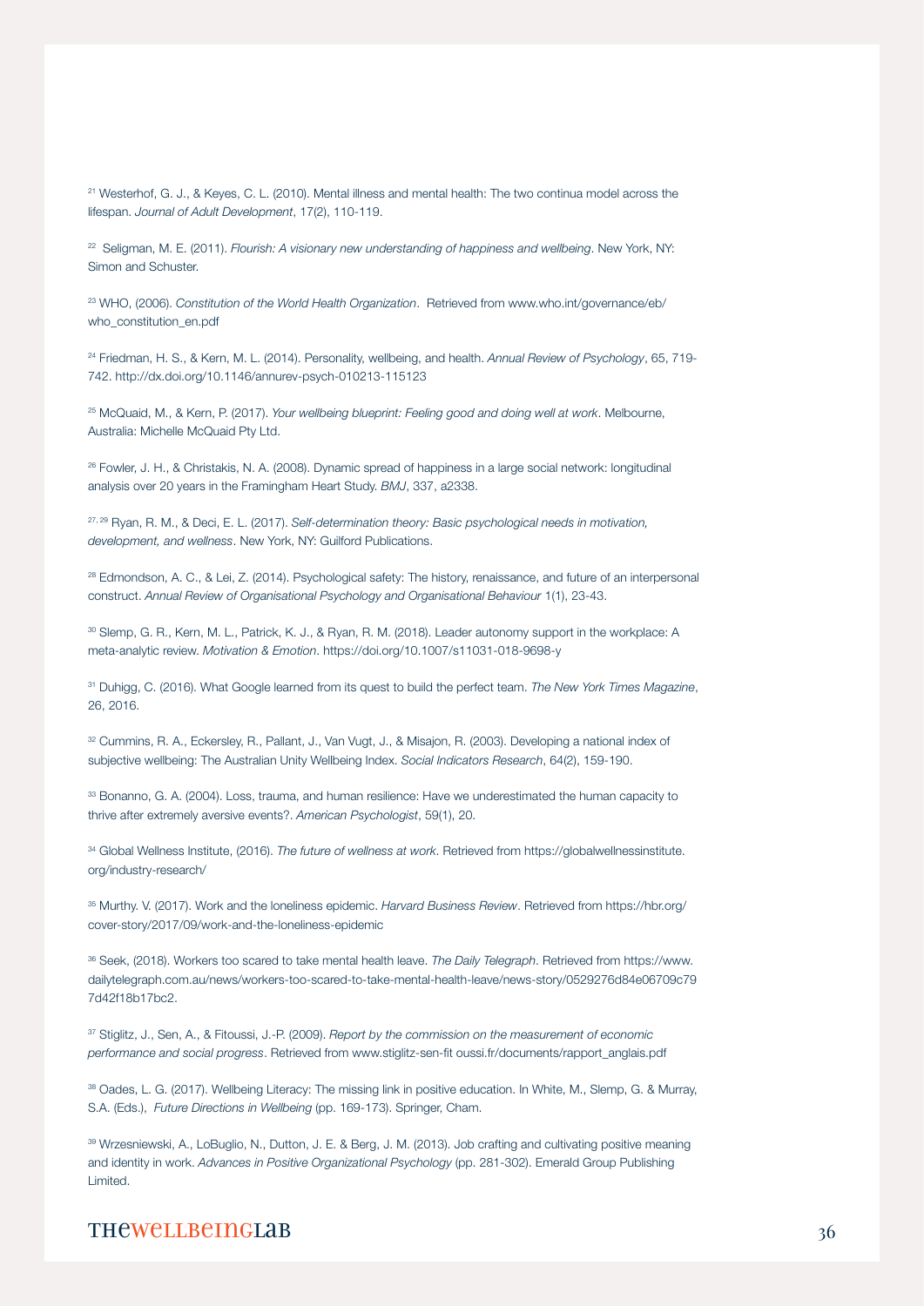[21] Westerhof, G. J., & Keyes, C. L. (2010). Mental illness and mental health: The two continua model across the lifespan. *Journal of Adult Development*, 17(2), 110-119.

[22] Seligman, M. E. (2011). *Flourish: A visionary new understanding of happiness and wellbeing*. New York, NY: Simon and Schuster.

[23] WHO, (2006). *Constitution of the World Health Organization*. Retrieved from www.who.int/governance/eb/who_constitution_en.pdf

[24] Friedman, H. S., & Kern, M. L. (2014). Personality, wellbeing, and health. *Annual Review of Psychology*, 65, 719-742. http://dx.doi.org/10.1146/annurev-psych-010213-115123

[25] McQuaid, M., & Kern, P. (2017). *Your wellbeing blueprint: Feeling good and doing well at work*. Melbourne, Australia: Michelle McQuaid Pty Ltd.

[26] Fowler, J. H., & Christakis, N. A. (2008). Dynamic spread of happiness in a large social network: longitudinal analysis over 20 years in the Framingham Heart Study. *BMJ*, 337, a2338.

[27, 29] Ryan, R. M., & Deci, E. L. (2017). *Self-determination theory: Basic psychological needs in motivation, development, and wellness*. New York, NY: Guilford Publications.

[28] Edmondson, A. C., & Lei, Z. (2014). Psychological safety: The history, renaissance, and future of an interpersonal construct. *Annual Review of Organisational Psychology and Organisational Behaviour* 1(1), 23-43.

[30] Slemp, G. R., Kern, M. L., Patrick, K. J., & Ryan, R. M. (2018). Leader autonomy support in the workplace: A meta-analytic review. *Motivation & Emotion*. https://doi.org/10.1007/s11031-018-9698-y

[31] Duhigg, C. (2016). What Google learned from its quest to build the perfect team. *The New York Times Magazine*, 26, 2016.

[32] Cummins, R. A., Eckersley, R., Pallant, J., Van Vugt, J., & Misajon, R. (2003). Developing a national index of subjective wellbeing: The Australian Unity Wellbeing Index. *Social Indicators Research*, 64(2), 159-190.

[33] Bonanno, G. A. (2004). Loss, trauma, and human resilience: Have we underestimated the human capacity to thrive after extremely aversive events?. *American Psychologist*, 59(1), 20.

[34] Global Wellness Institute, (2016). *The future of wellness at work*. Retrieved from https://globalwellnessinstitute.org/industry-research/

[35] Murthy. V. (2017). Work and the loneliness epidemic. *Harvard Business Review*. Retrieved from https://hbr.org/cover-story/2017/09/work-and-the-loneliness-epidemic

[36] Seek, (2018). Workers too scared to take mental health leave. *The Daily Telegraph*. Retrieved from https://www.dailytelegraph.com.au/news/workers-too-scared-to-take-mental-health-leave/news-story/0529276d84e06709c797d42f18b17bc2.

[37] Stiglitz, J., Sen, A., & Fitoussi, J.-P. (2009). *Report by the commission on the measurement of economic performance and social progress*. Retrieved from www.stiglitz-sen-fit oussi.fr/documents/rapport_anglais.pdf

[38] Oades, L. G. (2017). Wellbeing Literacy: The missing link in positive education. In White, M., Slemp, G. & Murray, S.A. (Eds.), *Future Directions in Wellbeing* (pp. 169-173). Springer, Cham.

[39] Wrzesniewski, A., LoBuglio, N., Dutton, J. E. & Berg, J. M. (2013). Job crafting and cultivating positive meaning and identity in work. *Advances in Positive Organizational Psychology* (pp. 281-302). Emerald Group Publishing Limited.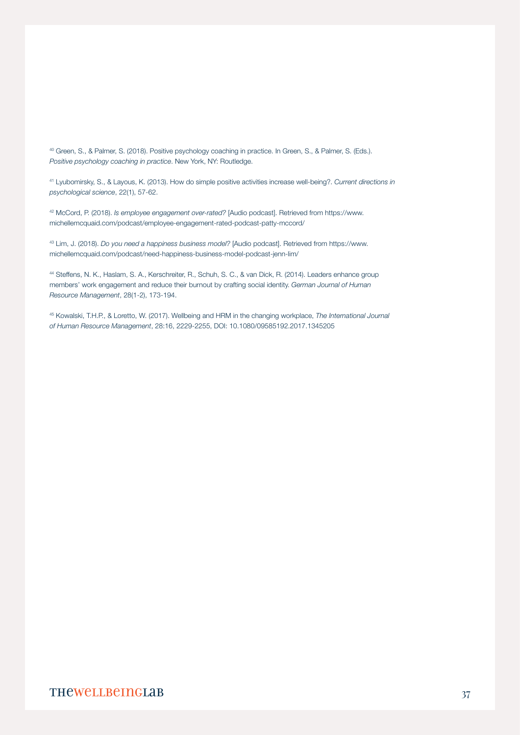[40] Green, S., & Palmer, S. (2018). Positive psychology coaching in practice. In Green, S., & Palmer, S. (Eds.). *Positive psychology coaching in practice*. New York, NY: Routledge.

[41] Lyubomirsky, S., & Layous, K. (2013). How do simple positive activities increase well-being?. *Current directions in psychological science*, 22(1), 57-62.

[42] McCord, P. (2018). *Is employee engagement over-rated?* [Audio podcast]. Retrieved from https://www.michellemcquaid.com/podcast/employee-engagement-rated-podcast-patty-mccord/

[43] Lim, J. (2018). *Do you need a happiness business model?* [Audio podcast]. Retrieved from https://www.michellemcquaid.com/podcast/need-happiness-business-model-podcast-jenn-lim/

[44] Steffens, N. K., Haslam, S. A., Kerschreiter, R., Schuh, S. C., & van Dick, R. (2014). Leaders enhance group members' work engagement and reduce their burnout by crafting social identity. *German Journal of Human Resource Management*, 28(1-2), 173-194.

[45] Kowalski, T.H.P., & Loretto, W. (2017). Wellbeing and HRM in the changing workplace, *The International Journal of Human Resource Management*, 28:16, 2229-2255, DOI: 10.1080/09585192.2017.1345205